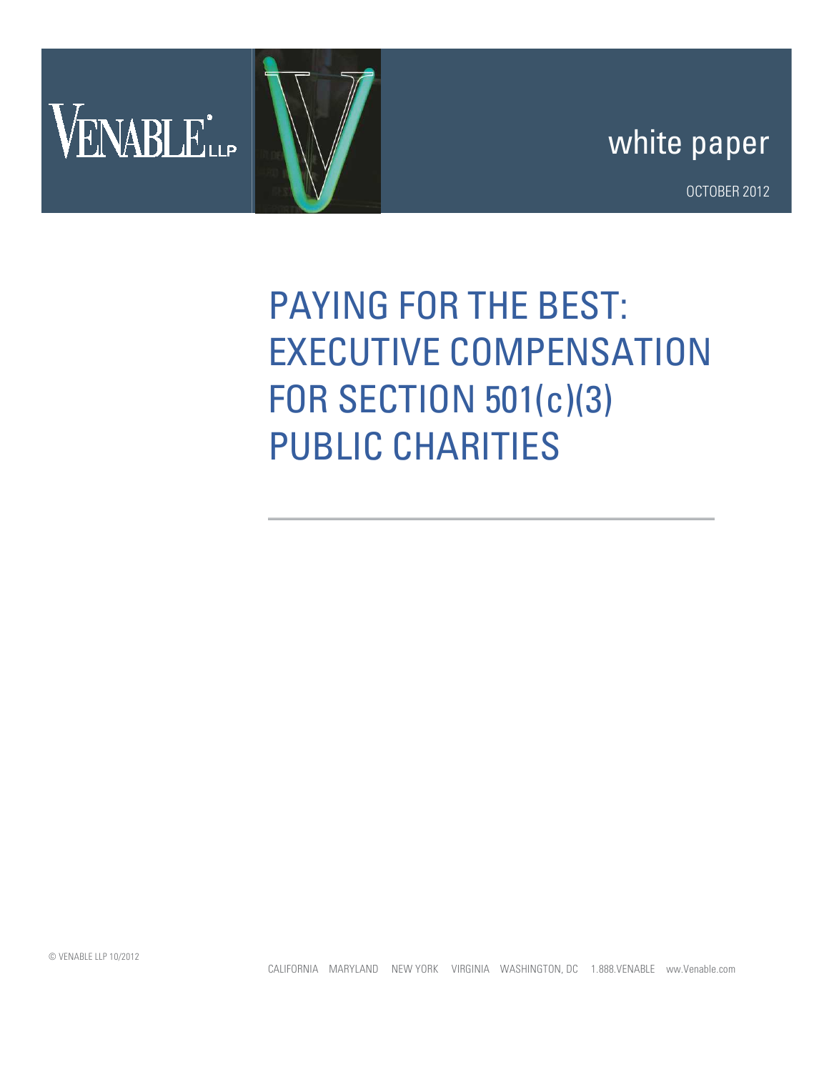VENABLE LLP

white paper

OCTOBER 2012

# PAYING FOR THE BEST: EXECUTIVE COMPENSATION FOR SECTION 501(c)(3) PUBLIC CHARITIES

© VENABLE LLP 10/2012

CALIFORNIA MARYLAND NEW YORK VIRGINIA WASHINGTON, DC 1.888.VENABLE ww.Venable.com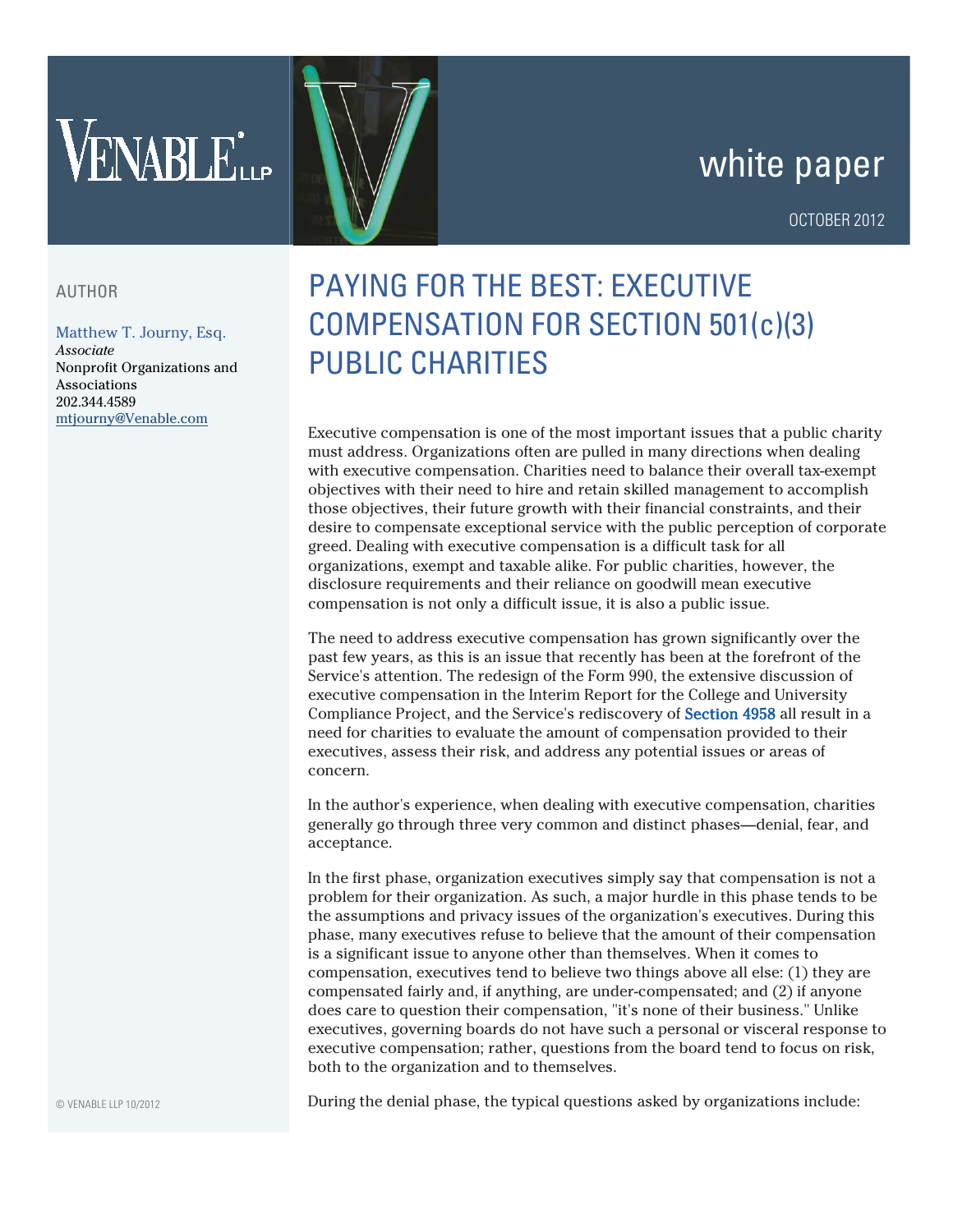VENABLE LLP

white paper

OCTOBER 2012

AUTHOR

Matthew T. Journy, Esq.
*Associate*
Nonprofit Organizations and Associations
202.344.4589
mtjourny@Venable.com

# PAYING FOR THE BEST: EXECUTIVE COMPENSATION FOR SECTION 501(c)(3) PUBLIC CHARITIES

Executive compensation is one of the most important issues that a public charity must address. Organizations often are pulled in many directions when dealing with executive compensation. Charities need to balance their overall tax-exempt objectives with their need to hire and retain skilled management to accomplish those objectives, their future growth with their financial constraints, and their desire to compensate exceptional service with the public perception of corporate greed. Dealing with executive compensation is a difficult task for all organizations, exempt and taxable alike. For public charities, however, the disclosure requirements and their reliance on goodwill mean executive compensation is not only a difficult issue, it is also a public issue.

The need to address executive compensation has grown significantly over the past few years, as this is an issue that recently has been at the forefront of the Service's attention. The redesign of the Form 990, the extensive discussion of executive compensation in the Interim Report for the College and University Compliance Project, and the Service's rediscovery of Section 4958 all result in a need for charities to evaluate the amount of compensation provided to their executives, assess their risk, and address any potential issues or areas of concern.

In the author's experience, when dealing with executive compensation, charities generally go through three very common and distinct phases—denial, fear, and acceptance.

In the first phase, organization executives simply say that compensation is not a problem for their organization. As such, a major hurdle in this phase tends to be the assumptions and privacy issues of the organization's executives. During this phase, many executives refuse to believe that the amount of their compensation is a significant issue to anyone other than themselves. When it comes to compensation, executives tend to believe two things above all else: (1) they are compensated fairly and, if anything, are under-compensated; and (2) if anyone does care to question their compensation, "it's none of their business." Unlike executives, governing boards do not have such a personal or visceral response to executive compensation; rather, questions from the board tend to focus on risk, both to the organization and to themselves.

During the denial phase, the typical questions asked by organizations include:

© VENABLE LLP 10/2012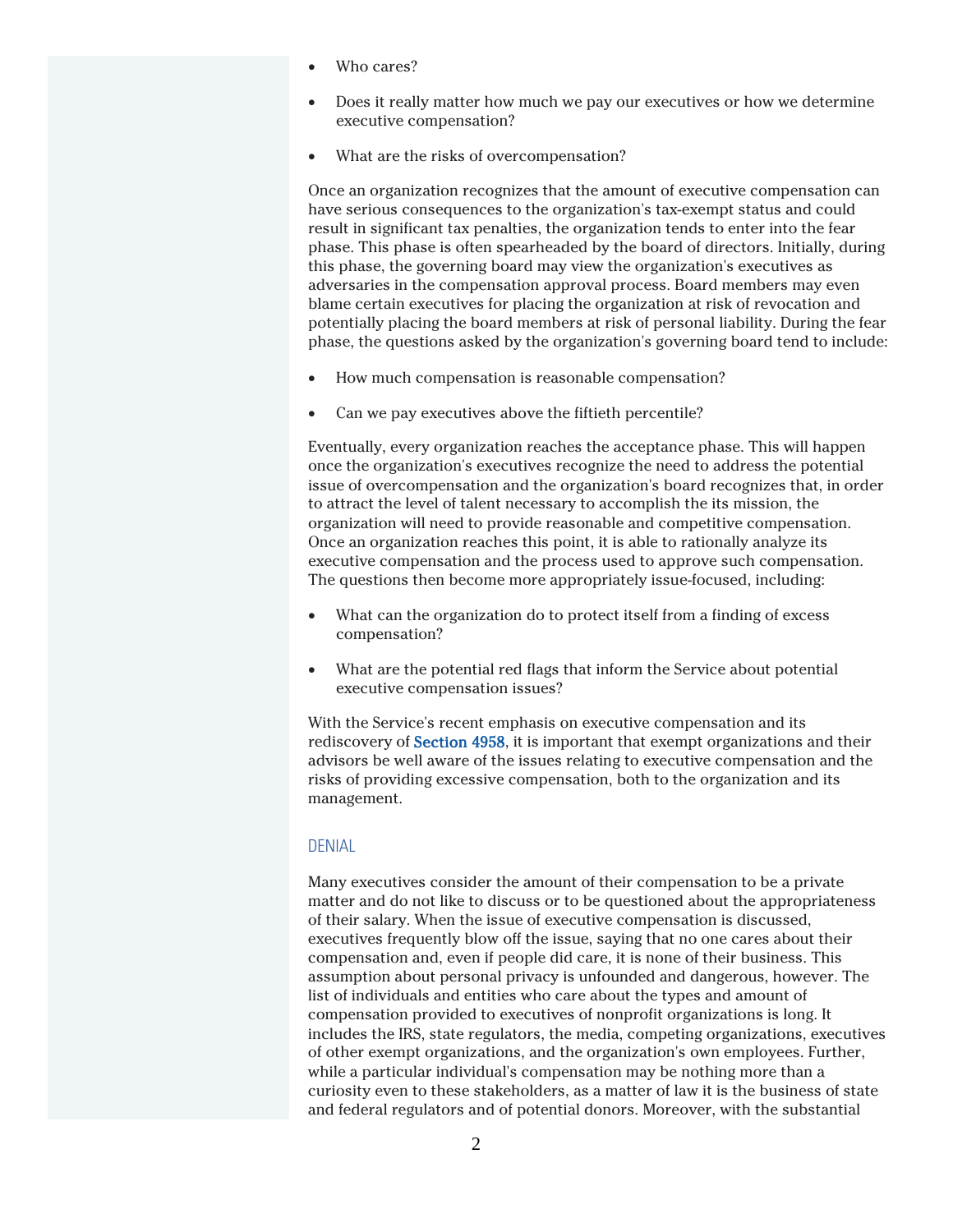- Who cares?
- Does it really matter how much we pay our executives or how we determine executive compensation?
- What are the risks of overcompensation?

Once an organization recognizes that the amount of executive compensation can have serious consequences to the organization's tax-exempt status and could result in significant tax penalties, the organization tends to enter into the fear phase. This phase is often spearheaded by the board of directors. Initially, during this phase, the governing board may view the organization's executives as adversaries in the compensation approval process. Board members may even blame certain executives for placing the organization at risk of revocation and potentially placing the board members at risk of personal liability. During the fear phase, the questions asked by the organization's governing board tend to include:

- How much compensation is reasonable compensation?
- Can we pay executives above the fiftieth percentile?

Eventually, every organization reaches the acceptance phase. This will happen once the organization's executives recognize the need to address the potential issue of overcompensation and the organization's board recognizes that, in order to attract the level of talent necessary to accomplish the its mission, the organization will need to provide reasonable and competitive compensation. Once an organization reaches this point, it is able to rationally analyze its executive compensation and the process used to approve such compensation. The questions then become more appropriately issue-focused, including:

- What can the organization do to protect itself from a finding of excess compensation?
- What are the potential red flags that inform the Service about potential executive compensation issues?

With the Service's recent emphasis on executive compensation and its rediscovery of Section 4958, it is important that exempt organizations and their advisors be well aware of the issues relating to executive compensation and the risks of providing excessive compensation, both to the organization and its management.

## DENIAL

Many executives consider the amount of their compensation to be a private matter and do not like to discuss or to be questioned about the appropriateness of their salary. When the issue of executive compensation is discussed, executives frequently blow off the issue, saying that no one cares about their compensation and, even if people did care, it is none of their business. This assumption about personal privacy is unfounded and dangerous, however. The list of individuals and entities who care about the types and amount of compensation provided to executives of nonprofit organizations is long. It includes the IRS, state regulators, the media, competing organizations, executives of other exempt organizations, and the organization's own employees. Further, while a particular individual's compensation may be nothing more than a curiosity even to these stakeholders, as a matter of law it is the business of state and federal regulators and of potential donors. Moreover, with the substantial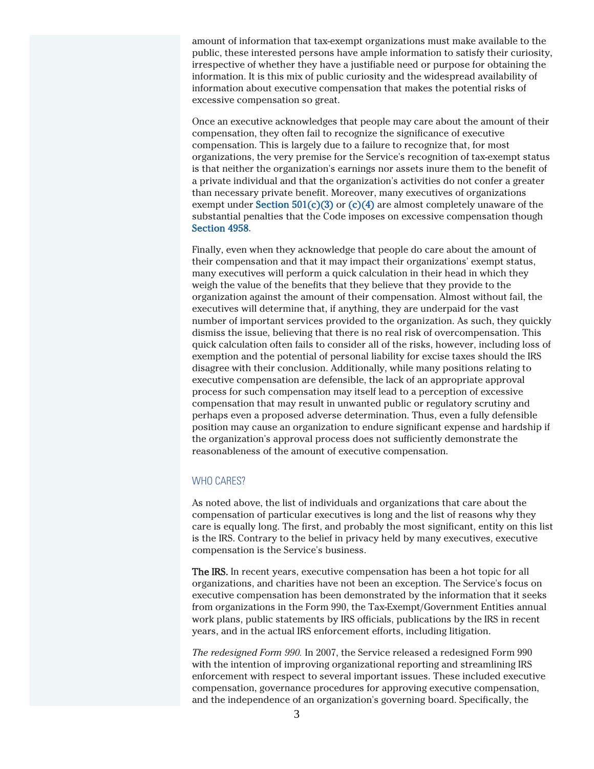amount of information that tax-exempt organizations must make available to the public, these interested persons have ample information to satisfy their curiosity, irrespective of whether they have a justifiable need or purpose for obtaining the information. It is this mix of public curiosity and the widespread availability of information about executive compensation that makes the potential risks of excessive compensation so great.

Once an executive acknowledges that people may care about the amount of their compensation, they often fail to recognize the significance of executive compensation. This is largely due to a failure to recognize that, for most organizations, the very premise for the Service's recognition of tax-exempt status is that neither the organization's earnings nor assets inure them to the benefit of a private individual and that the organization's activities do not confer a greater than necessary private benefit. Moreover, many executives of organizations exempt under **Section 501(c)(3)** or **(c)(4)** are almost completely unaware of the substantial penalties that the Code imposes on excessive compensation though **Section 4958**.

Finally, even when they acknowledge that people do care about the amount of their compensation and that it may impact their organizations' exempt status, many executives will perform a quick calculation in their head in which they weigh the value of the benefits that they believe that they provide to the organization against the amount of their compensation. Almost without fail, the executives will determine that, if anything, they are underpaid for the vast number of important services provided to the organization. As such, they quickly dismiss the issue, believing that there is no real risk of overcompensation. This quick calculation often fails to consider all of the risks, however, including loss of exemption and the potential of personal liability for excise taxes should the IRS disagree with their conclusion. Additionally, while many positions relating to executive compensation are defensible, the lack of an appropriate approval process for such compensation may itself lead to a perception of excessive compensation that may result in unwanted public or regulatory scrutiny and perhaps even a proposed adverse determination. Thus, even a fully defensible position may cause an organization to endure significant expense and hardship if the organization's approval process does not sufficiently demonstrate the reasonableness of the amount of executive compensation.

## WHO CARES?

As noted above, the list of individuals and organizations that care about the compensation of particular executives is long and the list of reasons why they care is equally long. The first, and probably the most significant, entity on this list is the IRS. Contrary to the belief in privacy held by many executives, executive compensation is the Service's business.

**The IRS.** In recent years, executive compensation has been a hot topic for all organizations, and charities have not been an exception. The Service's focus on executive compensation has been demonstrated by the information that it seeks from organizations in the Form 990, the Tax-Exempt/Government Entities annual work plans, public statements by IRS officials, publications by the IRS in recent years, and in the actual IRS enforcement efforts, including litigation.

*The redesigned Form 990.* In 2007, the Service released a redesigned Form 990 with the intention of improving organizational reporting and streamlining IRS enforcement with respect to several important issues. These included executive compensation, governance procedures for approving executive compensation, and the independence of an organization's governing board. Specifically, the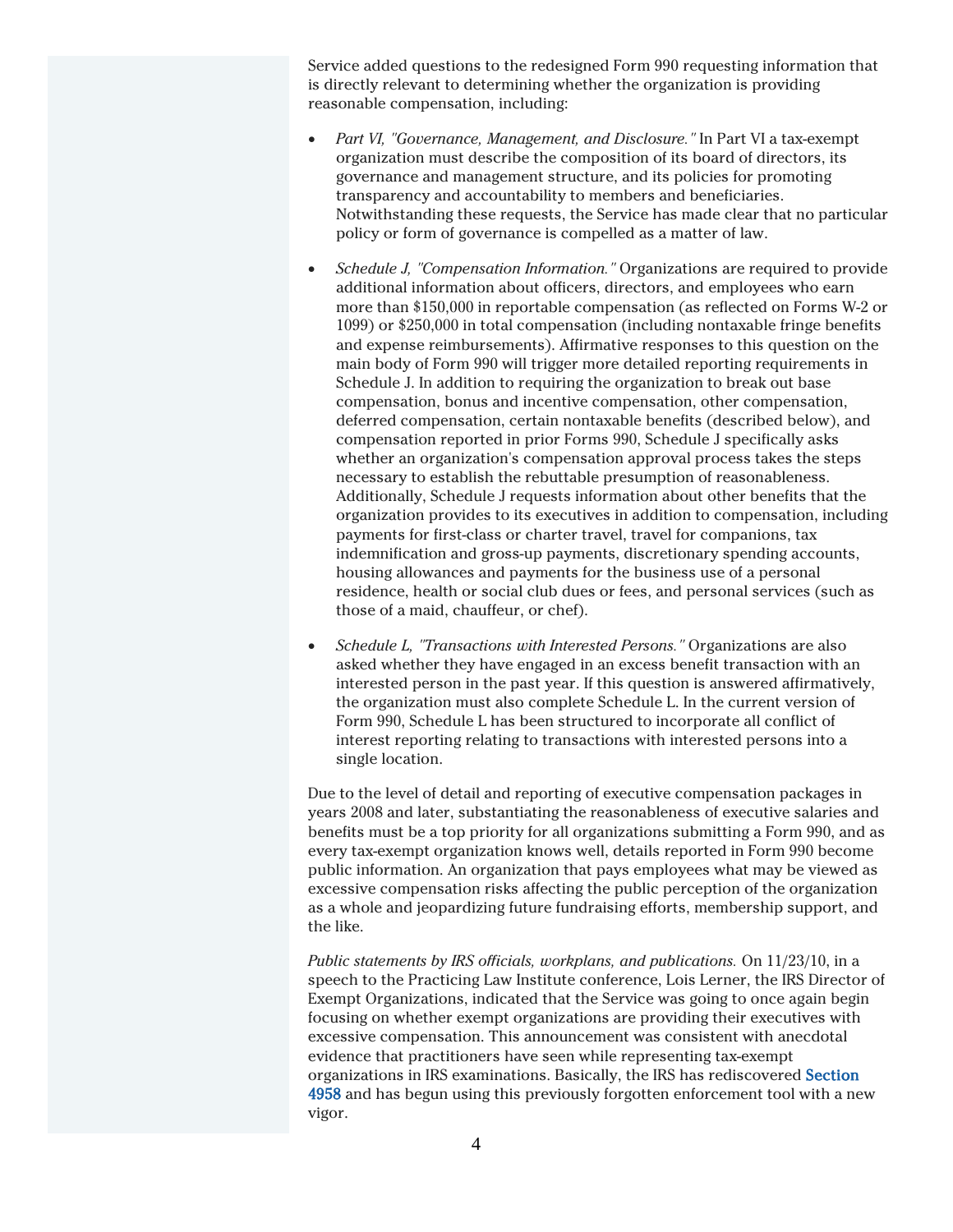Service added questions to the redesigned Form 990 requesting information that is directly relevant to determining whether the organization is providing reasonable compensation, including:

- *Part VI, "Governance, Management, and Disclosure."* In Part VI a tax-exempt organization must describe the composition of its board of directors, its governance and management structure, and its policies for promoting transparency and accountability to members and beneficiaries. Notwithstanding these requests, the Service has made clear that no particular policy or form of governance is compelled as a matter of law.

- *Schedule J, "Compensation Information."* Organizations are required to provide additional information about officers, directors, and employees who earn more than $150,000 in reportable compensation (as reflected on Forms W-2 or 1099) or $250,000 in total compensation (including nontaxable fringe benefits and expense reimbursements). Affirmative responses to this question on the main body of Form 990 will trigger more detailed reporting requirements in Schedule J. In addition to requiring the organization to break out base compensation, bonus and incentive compensation, other compensation, deferred compensation, certain nontaxable benefits (described below), and compensation reported in prior Forms 990, Schedule J specifically asks whether an organization's compensation approval process takes the steps necessary to establish the rebuttable presumption of reasonableness. Additionally, Schedule J requests information about other benefits that the organization provides to its executives in addition to compensation, including payments for first-class or charter travel, travel for companions, tax indemnification and gross-up payments, discretionary spending accounts, housing allowances and payments for the business use of a personal residence, health or social club dues or fees, and personal services (such as those of a maid, chauffeur, or chef).

- *Schedule L, "Transactions with Interested Persons."* Organizations are also asked whether they have engaged in an excess benefit transaction with an interested person in the past year. If this question is answered affirmatively, the organization must also complete Schedule L. In the current version of Form 990, Schedule L has been structured to incorporate all conflict of interest reporting relating to transactions with interested persons into a single location.

Due to the level of detail and reporting of executive compensation packages in years 2008 and later, substantiating the reasonableness of executive salaries and benefits must be a top priority for all organizations submitting a Form 990, and as every tax-exempt organization knows well, details reported in Form 990 become public information. An organization that pays employees what may be viewed as excessive compensation risks affecting the public perception of the organization as a whole and jeopardizing future fundraising efforts, membership support, and the like.

*Public statements by IRS officials, workplans, and publications.* On 11/23/10, in a speech to the Practicing Law Institute conference, Lois Lerner, the IRS Director of Exempt Organizations, indicated that the Service was going to once again begin focusing on whether exempt organizations are providing their executives with excessive compensation. This announcement was consistent with anecdotal evidence that practitioners have seen while representing tax-exempt organizations in IRS examinations. Basically, the IRS has rediscovered **Section 4958** and has begun using this previously forgotten enforcement tool with a new vigor.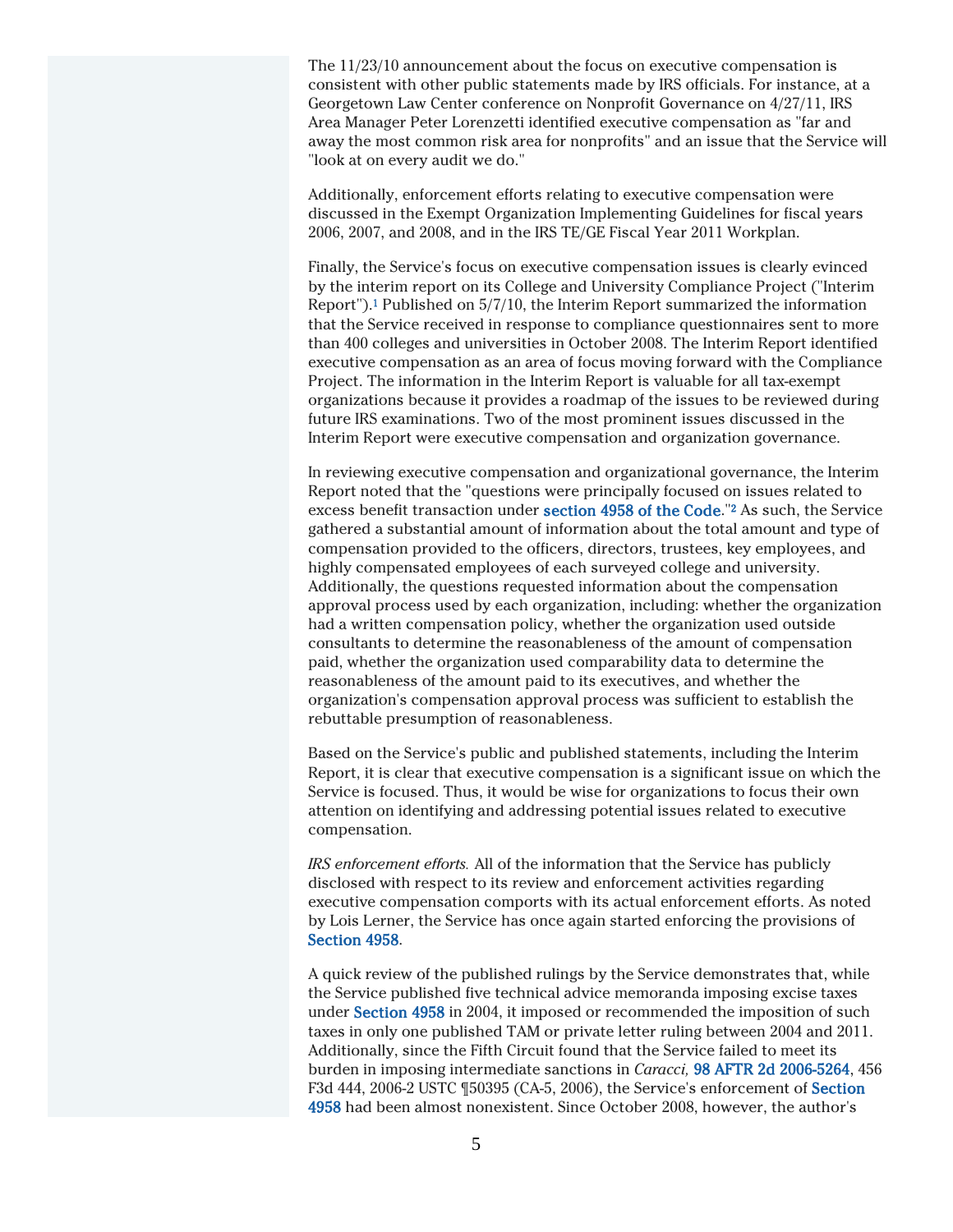The 11/23/10 announcement about the focus on executive compensation is consistent with other public statements made by IRS officials. For instance, at a Georgetown Law Center conference on Nonprofit Governance on 4/27/11, IRS Area Manager Peter Lorenzetti identified executive compensation as "far and away the most common risk area for nonprofits" and an issue that the Service will "look at on every audit we do."

Additionally, enforcement efforts relating to executive compensation were discussed in the Exempt Organization Implementing Guidelines for fiscal years 2006, 2007, and 2008, and in the IRS TE/GE Fiscal Year 2011 Workplan.

Finally, the Service's focus on executive compensation issues is clearly evinced by the interim report on its College and University Compliance Project ("Interim Report").[1] Published on 5/7/10, the Interim Report summarized the information that the Service received in response to compliance questionnaires sent to more than 400 colleges and universities in October 2008. The Interim Report identified executive compensation as an area of focus moving forward with the Compliance Project. The information in the Interim Report is valuable for all tax-exempt organizations because it provides a roadmap of the issues to be reviewed during future IRS examinations. Two of the most prominent issues discussed in the Interim Report were executive compensation and organization governance.

In reviewing executive compensation and organizational governance, the Interim Report noted that the "questions were principally focused on issues related to excess benefit transaction under section 4958 of the Code."[2] As such, the Service gathered a substantial amount of information about the total amount and type of compensation provided to the officers, directors, trustees, key employees, and highly compensated employees of each surveyed college and university. Additionally, the questions requested information about the compensation approval process used by each organization, including: whether the organization had a written compensation policy, whether the organization used outside consultants to determine the reasonableness of the amount of compensation paid, whether the organization used comparability data to determine the reasonableness of the amount paid to its executives, and whether the organization's compensation approval process was sufficient to establish the rebuttable presumption of reasonableness.

Based on the Service's public and published statements, including the Interim Report, it is clear that executive compensation is a significant issue on which the Service is focused. Thus, it would be wise for organizations to focus their own attention on identifying and addressing potential issues related to executive compensation.

*IRS enforcement efforts.* All of the information that the Service has publicly disclosed with respect to its review and enforcement activities regarding executive compensation comports with its actual enforcement efforts. As noted by Lois Lerner, the Service has once again started enforcing the provisions of Section 4958.

A quick review of the published rulings by the Service demonstrates that, while the Service published five technical advice memoranda imposing excise taxes under Section 4958 in 2004, it imposed or recommended the imposition of such taxes in only one published TAM or private letter ruling between 2004 and 2011. Additionally, since the Fifth Circuit found that the Service failed to meet its burden in imposing intermediate sanctions in *Caracci,* 98 AFTR 2d 2006-5264, 456 F3d 444, 2006-2 USTC ¶50395 (CA-5, 2006), the Service's enforcement of Section 4958 had been almost nonexistent. Since October 2008, however, the author's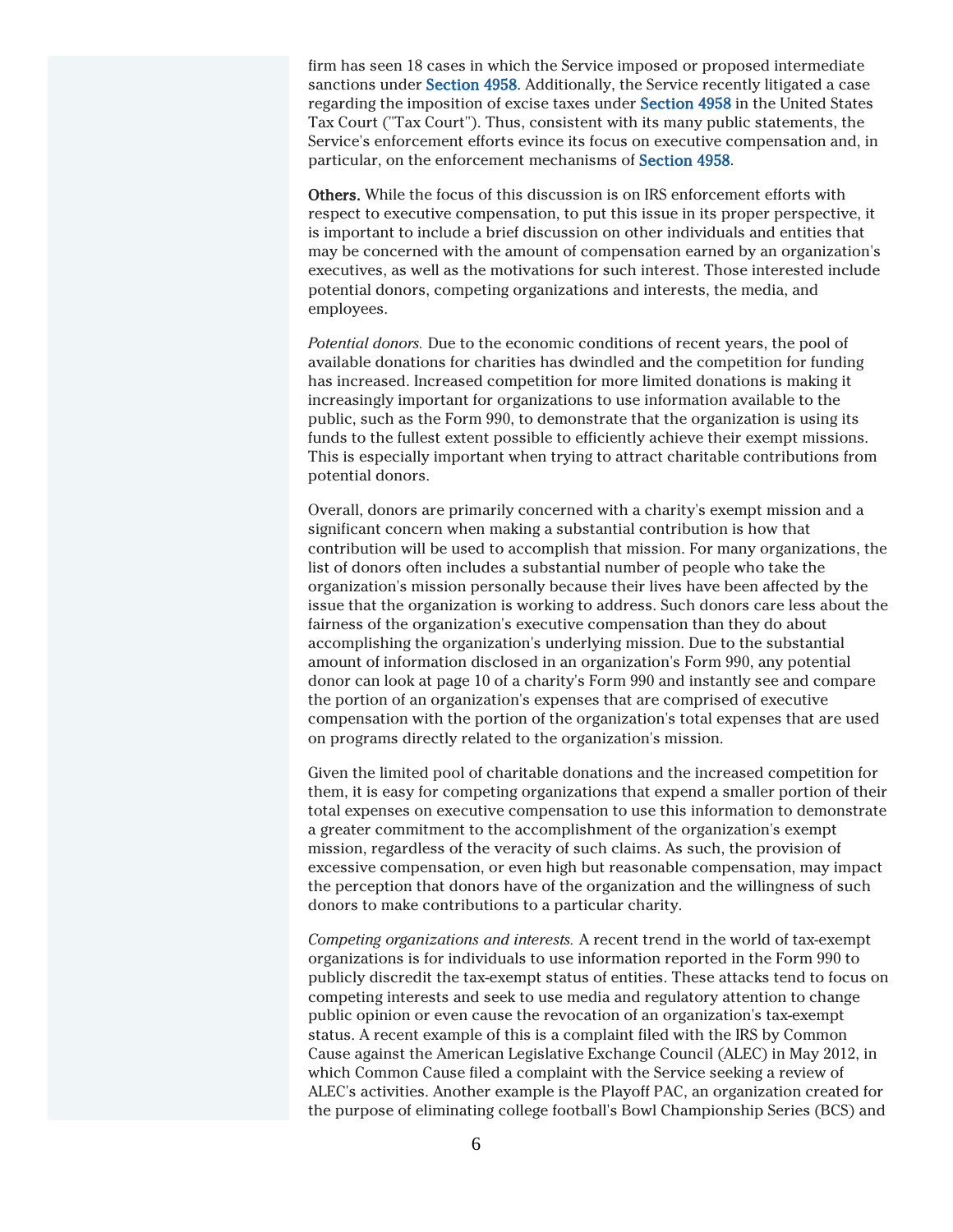firm has seen 18 cases in which the Service imposed or proposed intermediate sanctions under Section 4958. Additionally, the Service recently litigated a case regarding the imposition of excise taxes under Section 4958 in the United States Tax Court ("Tax Court"). Thus, consistent with its many public statements, the Service's enforcement efforts evince its focus on executive compensation and, in particular, on the enforcement mechanisms of Section 4958.

**Others.** While the focus of this discussion is on IRS enforcement efforts with respect to executive compensation, to put this issue in its proper perspective, it is important to include a brief discussion on other individuals and entities that may be concerned with the amount of compensation earned by an organization's executives, as well as the motivations for such interest. Those interested include potential donors, competing organizations and interests, the media, and employees.

*Potential donors.* Due to the economic conditions of recent years, the pool of available donations for charities has dwindled and the competition for funding has increased. Increased competition for more limited donations is making it increasingly important for organizations to use information available to the public, such as the Form 990, to demonstrate that the organization is using its funds to the fullest extent possible to efficiently achieve their exempt missions. This is especially important when trying to attract charitable contributions from potential donors.

Overall, donors are primarily concerned with a charity's exempt mission and a significant concern when making a substantial contribution is how that contribution will be used to accomplish that mission. For many organizations, the list of donors often includes a substantial number of people who take the organization's mission personally because their lives have been affected by the issue that the organization is working to address. Such donors care less about the fairness of the organization's executive compensation than they do about accomplishing the organization's underlying mission. Due to the substantial amount of information disclosed in an organization's Form 990, any potential donor can look at page 10 of a charity's Form 990 and instantly see and compare the portion of an organization's expenses that are comprised of executive compensation with the portion of the organization's total expenses that are used on programs directly related to the organization's mission.

Given the limited pool of charitable donations and the increased competition for them, it is easy for competing organizations that expend a smaller portion of their total expenses on executive compensation to use this information to demonstrate a greater commitment to the accomplishment of the organization's exempt mission, regardless of the veracity of such claims. As such, the provision of excessive compensation, or even high but reasonable compensation, may impact the perception that donors have of the organization and the willingness of such donors to make contributions to a particular charity.

*Competing organizations and interests.* A recent trend in the world of tax-exempt organizations is for individuals to use information reported in the Form 990 to publicly discredit the tax-exempt status of entities. These attacks tend to focus on competing interests and seek to use media and regulatory attention to change public opinion or even cause the revocation of an organization's tax-exempt status. A recent example of this is a complaint filed with the IRS by Common Cause against the American Legislative Exchange Council (ALEC) in May 2012, in which Common Cause filed a complaint with the Service seeking a review of ALEC's activities. Another example is the Playoff PAC, an organization created for the purpose of eliminating college football's Bowl Championship Series (BCS) and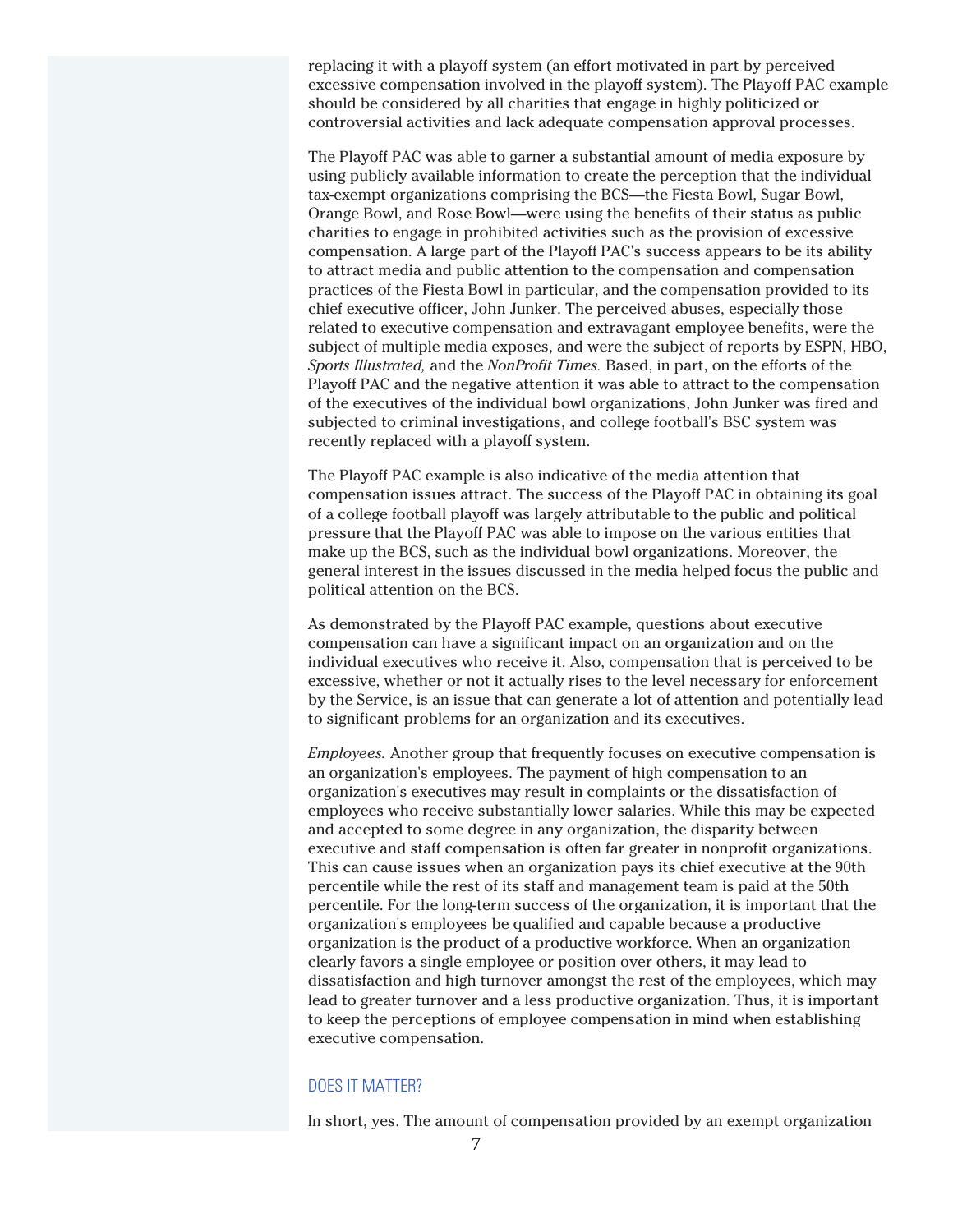replacing it with a playoff system (an effort motivated in part by perceived excessive compensation involved in the playoff system). The Playoff PAC example should be considered by all charities that engage in highly politicized or controversial activities and lack adequate compensation approval processes.

The Playoff PAC was able to garner a substantial amount of media exposure by using publicly available information to create the perception that the individual tax-exempt organizations comprising the BCS—the Fiesta Bowl, Sugar Bowl, Orange Bowl, and Rose Bowl—were using the benefits of their status as public charities to engage in prohibited activities such as the provision of excessive compensation. A large part of the Playoff PAC's success appears to be its ability to attract media and public attention to the compensation and compensation practices of the Fiesta Bowl in particular, and the compensation provided to its chief executive officer, John Junker. The perceived abuses, especially those related to executive compensation and extravagant employee benefits, were the subject of multiple media exposes, and were the subject of reports by ESPN, HBO, *Sports Illustrated,* and the *NonProfit Times.* Based, in part, on the efforts of the Playoff PAC and the negative attention it was able to attract to the compensation of the executives of the individual bowl organizations, John Junker was fired and subjected to criminal investigations, and college football's BSC system was recently replaced with a playoff system.

The Playoff PAC example is also indicative of the media attention that compensation issues attract. The success of the Playoff PAC in obtaining its goal of a college football playoff was largely attributable to the public and political pressure that the Playoff PAC was able to impose on the various entities that make up the BCS, such as the individual bowl organizations. Moreover, the general interest in the issues discussed in the media helped focus the public and political attention on the BCS.

As demonstrated by the Playoff PAC example, questions about executive compensation can have a significant impact on an organization and on the individual executives who receive it. Also, compensation that is perceived to be excessive, whether or not it actually rises to the level necessary for enforcement by the Service, is an issue that can generate a lot of attention and potentially lead to significant problems for an organization and its executives.

*Employees.* Another group that frequently focuses on executive compensation is an organization's employees. The payment of high compensation to an organization's executives may result in complaints or the dissatisfaction of employees who receive substantially lower salaries. While this may be expected and accepted to some degree in any organization, the disparity between executive and staff compensation is often far greater in nonprofit organizations. This can cause issues when an organization pays its chief executive at the 90th percentile while the rest of its staff and management team is paid at the 50th percentile. For the long-term success of the organization, it is important that the organization's employees be qualified and capable because a productive organization is the product of a productive workforce. When an organization clearly favors a single employee or position over others, it may lead to dissatisfaction and high turnover amongst the rest of the employees, which may lead to greater turnover and a less productive organization. Thus, it is important to keep the perceptions of employee compensation in mind when establishing executive compensation.

## DOES IT MATTER?

In short, yes. The amount of compensation provided by an exempt organization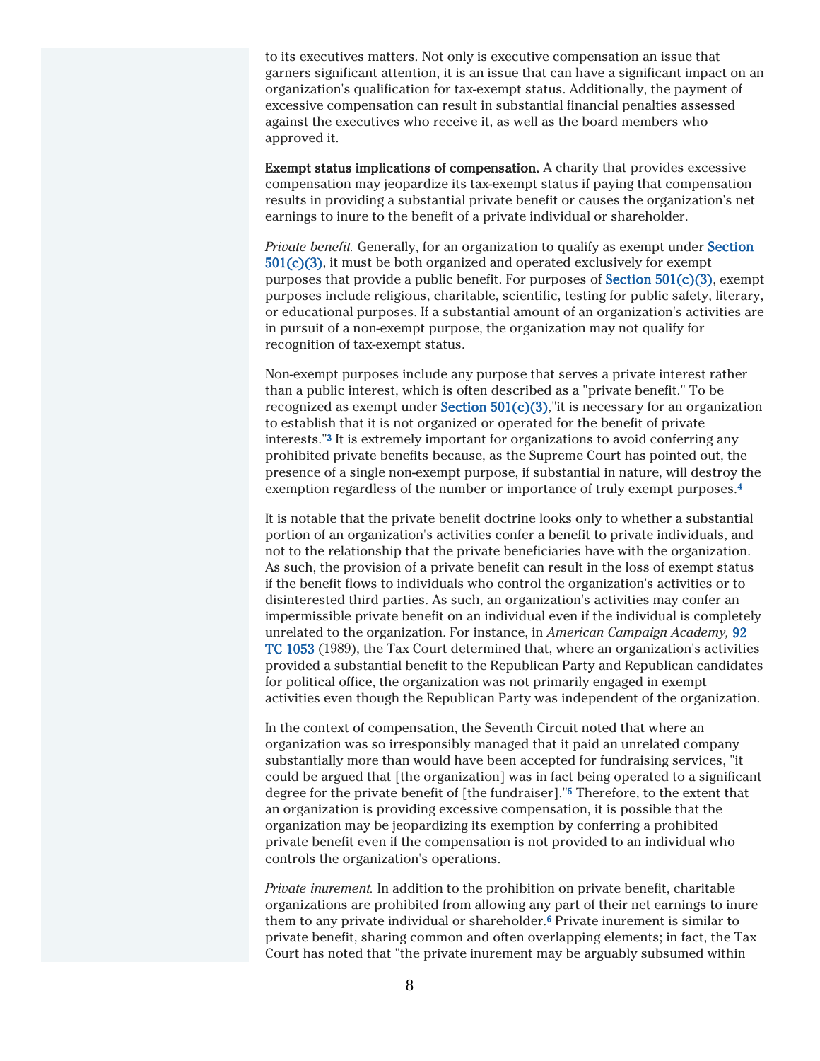to its executives matters. Not only is executive compensation an issue that garners significant attention, it is an issue that can have a significant impact on an organization's qualification for tax-exempt status. Additionally, the payment of excessive compensation can result in substantial financial penalties assessed against the executives who receive it, as well as the board members who approved it.

**Exempt status implications of compensation.** A charity that provides excessive compensation may jeopardize its tax-exempt status if paying that compensation results in providing a substantial private benefit or causes the organization's net earnings to inure to the benefit of a private individual or shareholder.

*Private benefit.* Generally, for an organization to qualify as exempt under Section 501(c)(3), it must be both organized and operated exclusively for exempt purposes that provide a public benefit. For purposes of Section 501(c)(3), exempt purposes include religious, charitable, scientific, testing for public safety, literary, or educational purposes. If a substantial amount of an organization's activities are in pursuit of a non-exempt purpose, the organization may not qualify for recognition of tax-exempt status.

Non-exempt purposes include any purpose that serves a private interest rather than a public interest, which is often described as a "private benefit." To be recognized as exempt under Section 501(c)(3),"it is necessary for an organization to establish that it is not organized or operated for the benefit of private interests."[3] It is extremely important for organizations to avoid conferring any prohibited private benefits because, as the Supreme Court has pointed out, the presence of a single non-exempt purpose, if substantial in nature, will destroy the exemption regardless of the number or importance of truly exempt purposes.[4]

It is notable that the private benefit doctrine looks only to whether a substantial portion of an organization's activities confer a benefit to private individuals, and not to the relationship that the private beneficiaries have with the organization. As such, the provision of a private benefit can result in the loss of exempt status if the benefit flows to individuals who control the organization's activities or to disinterested third parties. As such, an organization's activities may confer an impermissible private benefit on an individual even if the individual is completely unrelated to the organization. For instance, in *American Campaign Academy,* 92 TC 1053 (1989), the Tax Court determined that, where an organization's activities provided a substantial benefit to the Republican Party and Republican candidates for political office, the organization was not primarily engaged in exempt activities even though the Republican Party was independent of the organization.

In the context of compensation, the Seventh Circuit noted that where an organization was so irresponsibly managed that it paid an unrelated company substantially more than would have been accepted for fundraising services, "it could be argued that [the organization] was in fact being operated to a significant degree for the private benefit of [the fundraiser]."[5] Therefore, to the extent that an organization is providing excessive compensation, it is possible that the organization may be jeopardizing its exemption by conferring a prohibited private benefit even if the compensation is not provided to an individual who controls the organization's operations.

*Private inurement.* In addition to the prohibition on private benefit, charitable organizations are prohibited from allowing any part of their net earnings to inure them to any private individual or shareholder.[6] Private inurement is similar to private benefit, sharing common and often overlapping elements; in fact, the Tax Court has noted that "the private inurement may be arguably subsumed within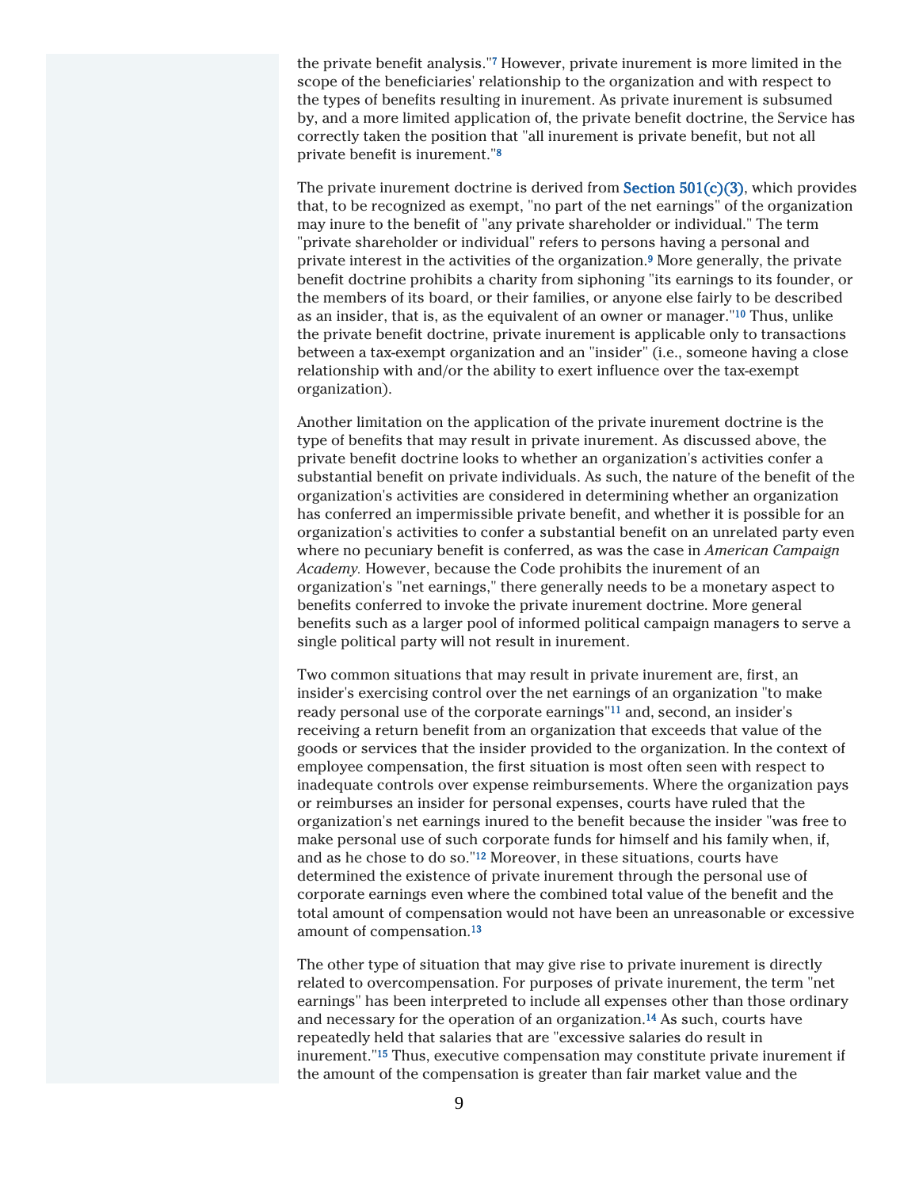the private benefit analysis."[7] However, private inurement is more limited in the scope of the beneficiaries' relationship to the organization and with respect to the types of benefits resulting in inurement. As private inurement is subsumed by, and a more limited application of, the private benefit doctrine, the Service has correctly taken the position that "all inurement is private benefit, but not all private benefit is inurement."[8]

The private inurement doctrine is derived from Section 501(c)(3), which provides that, to be recognized as exempt, "no part of the net earnings" of the organization may inure to the benefit of "any private shareholder or individual." The term "private shareholder or individual" refers to persons having a personal and private interest in the activities of the organization.[9] More generally, the private benefit doctrine prohibits a charity from siphoning "its earnings to its founder, or the members of its board, or their families, or anyone else fairly to be described as an insider, that is, as the equivalent of an owner or manager."[10] Thus, unlike the private benefit doctrine, private inurement is applicable only to transactions between a tax-exempt organization and an "insider" (i.e., someone having a close relationship with and/or the ability to exert influence over the tax-exempt organization).

Another limitation on the application of the private inurement doctrine is the type of benefits that may result in private inurement. As discussed above, the private benefit doctrine looks to whether an organization's activities confer a substantial benefit on private individuals. As such, the nature of the benefit of the organization's activities are considered in determining whether an organization has conferred an impermissible private benefit, and whether it is possible for an organization's activities to confer a substantial benefit on an unrelated party even where no pecuniary benefit is conferred, as was the case in *American Campaign Academy.* However, because the Code prohibits the inurement of an organization's "net earnings," there generally needs to be a monetary aspect to benefits conferred to invoke the private inurement doctrine. More general benefits such as a larger pool of informed political campaign managers to serve a single political party will not result in inurement.

Two common situations that may result in private inurement are, first, an insider's exercising control over the net earnings of an organization "to make ready personal use of the corporate earnings"[11] and, second, an insider's receiving a return benefit from an organization that exceeds that value of the goods or services that the insider provided to the organization. In the context of employee compensation, the first situation is most often seen with respect to inadequate controls over expense reimbursements. Where the organization pays or reimburses an insider for personal expenses, courts have ruled that the organization's net earnings inured to the benefit because the insider "was free to make personal use of such corporate funds for himself and his family when, if, and as he chose to do so."[12] Moreover, in these situations, courts have determined the existence of private inurement through the personal use of corporate earnings even where the combined total value of the benefit and the total amount of compensation would not have been an unreasonable or excessive amount of compensation.[13]

The other type of situation that may give rise to private inurement is directly related to overcompensation. For purposes of private inurement, the term "net earnings" has been interpreted to include all expenses other than those ordinary and necessary for the operation of an organization.[14] As such, courts have repeatedly held that salaries that are "excessive salaries do result in inurement."[15] Thus, executive compensation may constitute private inurement if the amount of the compensation is greater than fair market value and the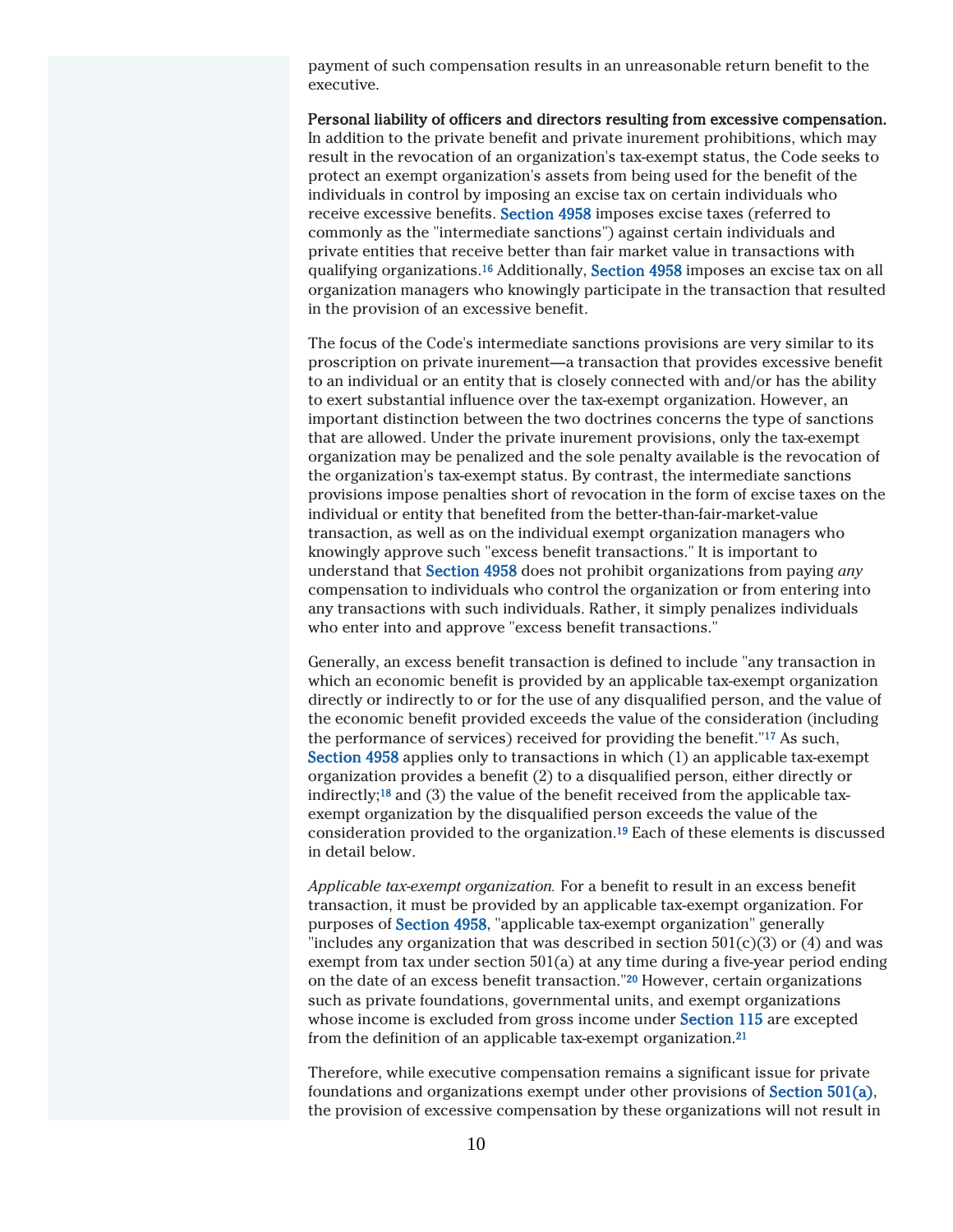payment of such compensation results in an unreasonable return benefit to the executive.

**Personal liability of officers and directors resulting from excessive compensation.** In addition to the private benefit and private inurement prohibitions, which may result in the revocation of an organization's tax-exempt status, the Code seeks to protect an exempt organization's assets from being used for the benefit of the individuals in control by imposing an excise tax on certain individuals who receive excessive benefits. Section 4958 imposes excise taxes (referred to commonly as the "intermediate sanctions") against certain individuals and private entities that receive better than fair market value in transactions with qualifying organizations.[16] Additionally, Section 4958 imposes an excise tax on all organization managers who knowingly participate in the transaction that resulted in the provision of an excessive benefit.

The focus of the Code's intermediate sanctions provisions are very similar to its proscription on private inurement—a transaction that provides excessive benefit to an individual or an entity that is closely connected with and/or has the ability to exert substantial influence over the tax-exempt organization. However, an important distinction between the two doctrines concerns the type of sanctions that are allowed. Under the private inurement provisions, only the tax-exempt organization may be penalized and the sole penalty available is the revocation of the organization's tax-exempt status. By contrast, the intermediate sanctions provisions impose penalties short of revocation in the form of excise taxes on the individual or entity that benefited from the better-than-fair-market-value transaction, as well as on the individual exempt organization managers who knowingly approve such "excess benefit transactions." It is important to understand that Section 4958 does not prohibit organizations from paying *any* compensation to individuals who control the organization or from entering into any transactions with such individuals. Rather, it simply penalizes individuals who enter into and approve "excess benefit transactions."

Generally, an excess benefit transaction is defined to include "any transaction in which an economic benefit is provided by an applicable tax-exempt organization directly or indirectly to or for the use of any disqualified person, and the value of the economic benefit provided exceeds the value of the consideration (including the performance of services) received for providing the benefit."[17] As such, Section 4958 applies only to transactions in which (1) an applicable tax-exempt organization provides a benefit (2) to a disqualified person, either directly or indirectly;[18] and (3) the value of the benefit received from the applicable tax-exempt organization by the disqualified person exceeds the value of the consideration provided to the organization.[19] Each of these elements is discussed in detail below.

*Applicable tax-exempt organization.* For a benefit to result in an excess benefit transaction, it must be provided by an applicable tax-exempt organization. For purposes of Section 4958, "applicable tax-exempt organization" generally "includes any organization that was described in section 501(c)(3) or (4) and was exempt from tax under section 501(a) at any time during a five-year period ending on the date of an excess benefit transaction."[20] However, certain organizations such as private foundations, governmental units, and exempt organizations whose income is excluded from gross income under Section 115 are excepted from the definition of an applicable tax-exempt organization.[21]

Therefore, while executive compensation remains a significant issue for private foundations and organizations exempt under other provisions of Section 501(a), the provision of excessive compensation by these organizations will not result in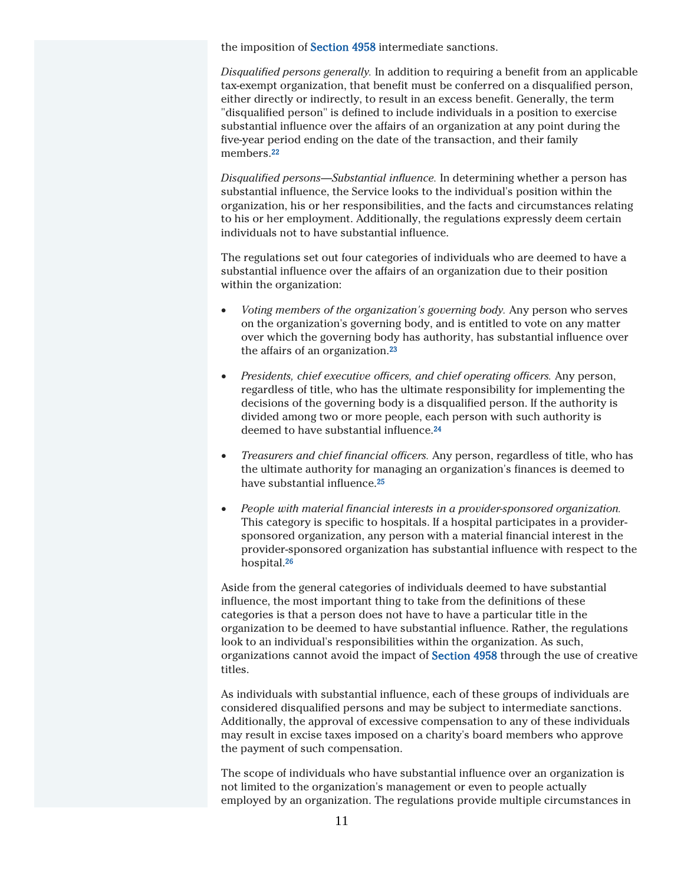the imposition of Section 4958 intermediate sanctions.

*Disqualified persons generally.* In addition to requiring a benefit from an applicable tax-exempt organization, that benefit must be conferred on a disqualified person, either directly or indirectly, to result in an excess benefit. Generally, the term "disqualified person" is defined to include individuals in a position to exercise substantial influence over the affairs of an organization at any point during the five-year period ending on the date of the transaction, and their family members.[22]

*Disqualified persons—Substantial influence.* In determining whether a person has substantial influence, the Service looks to the individual's position within the organization, his or her responsibilities, and the facts and circumstances relating to his or her employment. Additionally, the regulations expressly deem certain individuals not to have substantial influence.

The regulations set out four categories of individuals who are deemed to have a substantial influence over the affairs of an organization due to their position within the organization:

- *Voting members of the organization's governing body.* Any person who serves on the organization's governing body, and is entitled to vote on any matter over which the governing body has authority, has substantial influence over the affairs of an organization.[23]
- *Presidents, chief executive officers, and chief operating officers.* Any person, regardless of title, who has the ultimate responsibility for implementing the decisions of the governing body is a disqualified person. If the authority is divided among two or more people, each person with such authority is deemed to have substantial influence.[24]
- *Treasurers and chief financial officers.* Any person, regardless of title, who has the ultimate authority for managing an organization's finances is deemed to have substantial influence.[25]
- *People with material financial interests in a provider-sponsored organization.* This category is specific to hospitals. If a hospital participates in a provider-sponsored organization, any person with a material financial interest in the provider-sponsored organization has substantial influence with respect to the hospital.[26]

Aside from the general categories of individuals deemed to have substantial influence, the most important thing to take from the definitions of these categories is that a person does not have to have a particular title in the organization to be deemed to have substantial influence. Rather, the regulations look to an individual's responsibilities within the organization. As such, organizations cannot avoid the impact of Section 4958 through the use of creative titles.

As individuals with substantial influence, each of these groups of individuals are considered disqualified persons and may be subject to intermediate sanctions. Additionally, the approval of excessive compensation to any of these individuals may result in excise taxes imposed on a charity's board members who approve the payment of such compensation.

The scope of individuals who have substantial influence over an organization is not limited to the organization's management or even to people actually employed by an organization. The regulations provide multiple circumstances in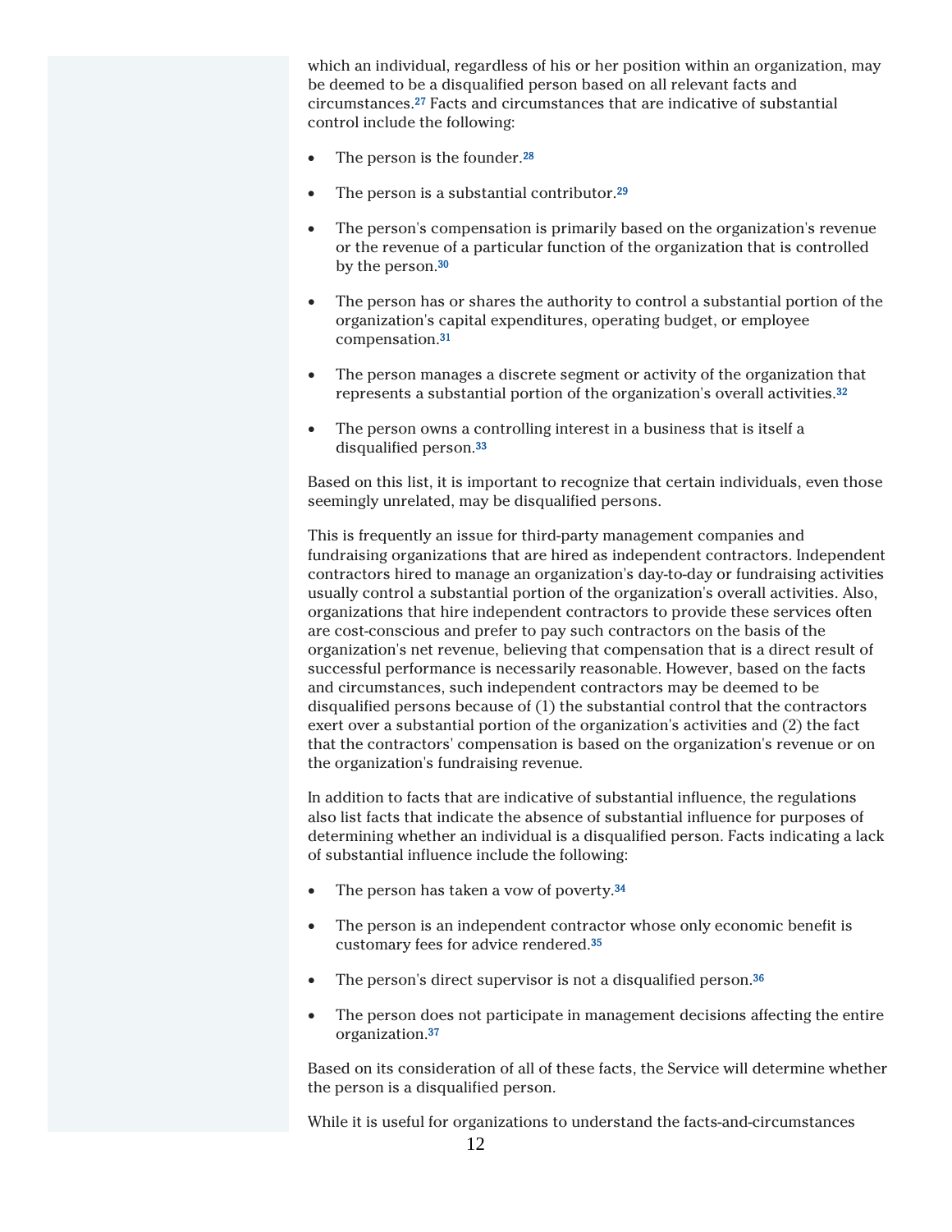which an individual, regardless of his or her position within an organization, may be deemed to be a disqualified person based on all relevant facts and circumstances.[27] Facts and circumstances that are indicative of substantial control include the following:

- The person is the founder.[28]
- The person is a substantial contributor.[29]
- The person's compensation is primarily based on the organization's revenue or the revenue of a particular function of the organization that is controlled by the person.[30]
- The person has or shares the authority to control a substantial portion of the organization's capital expenditures, operating budget, or employee compensation.[31]
- The person manages a discrete segment or activity of the organization that represents a substantial portion of the organization's overall activities.[32]
- The person owns a controlling interest in a business that is itself a disqualified person.[33]

Based on this list, it is important to recognize that certain individuals, even those seemingly unrelated, may be disqualified persons.

This is frequently an issue for third-party management companies and fundraising organizations that are hired as independent contractors. Independent contractors hired to manage an organization's day-to-day or fundraising activities usually control a substantial portion of the organization's overall activities. Also, organizations that hire independent contractors to provide these services often are cost-conscious and prefer to pay such contractors on the basis of the organization's net revenue, believing that compensation that is a direct result of successful performance is necessarily reasonable. However, based on the facts and circumstances, such independent contractors may be deemed to be disqualified persons because of (1) the substantial control that the contractors exert over a substantial portion of the organization's activities and (2) the fact that the contractors' compensation is based on the organization's revenue or on the organization's fundraising revenue.

In addition to facts that are indicative of substantial influence, the regulations also list facts that indicate the absence of substantial influence for purposes of determining whether an individual is a disqualified person. Facts indicating a lack of substantial influence include the following:

- The person has taken a vow of poverty.[34]
- The person is an independent contractor whose only economic benefit is customary fees for advice rendered.[35]
- The person's direct supervisor is not a disqualified person.[36]
- The person does not participate in management decisions affecting the entire organization.[37]

Based on its consideration of all of these facts, the Service will determine whether the person is a disqualified person.

While it is useful for organizations to understand the facts-and-circumstances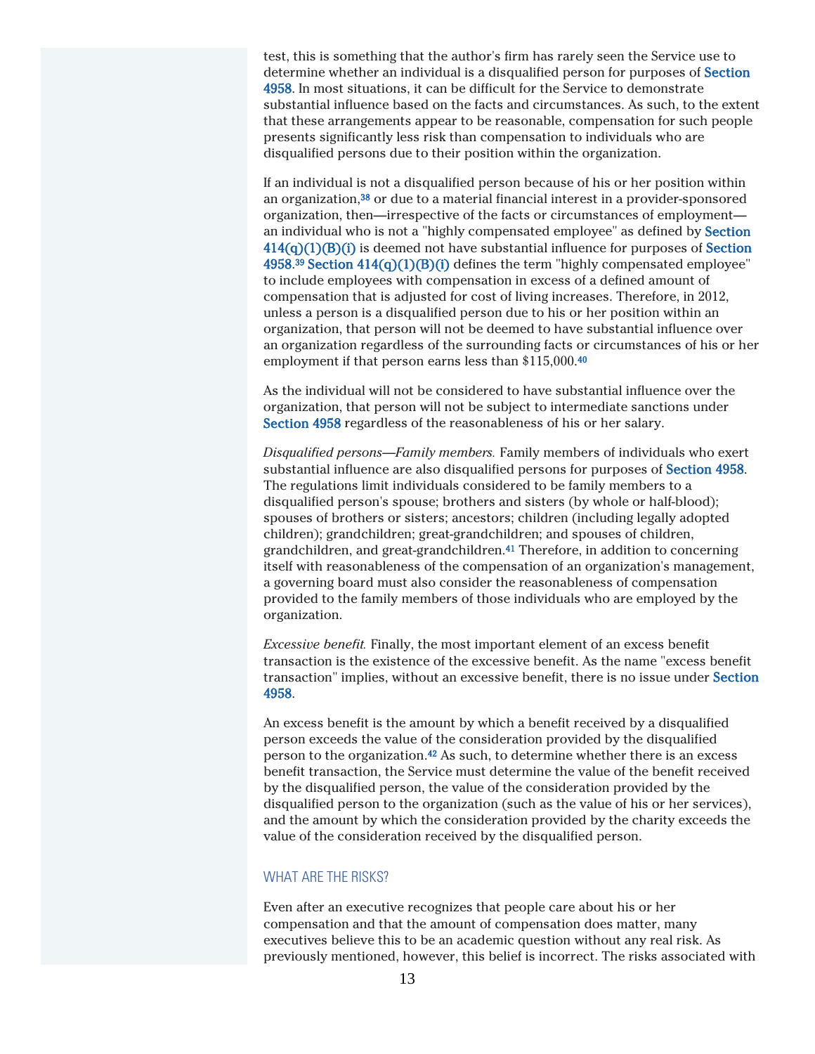test, this is something that the author's firm has rarely seen the Service use to determine whether an individual is a disqualified person for purposes of Section 4958. In most situations, it can be difficult for the Service to demonstrate substantial influence based on the facts and circumstances. As such, to the extent that these arrangements appear to be reasonable, compensation for such people presents significantly less risk than compensation to individuals who are disqualified persons due to their position within the organization.

If an individual is not a disqualified person because of his or her position within an organization,[38] or due to a material financial interest in a provider-sponsored organization, then—irrespective of the facts or circumstances of employment—an individual who is not a "highly compensated employee" as defined by Section 414(q)(1)(B)(i) is deemed not have substantial influence for purposes of Section 4958.[39] Section 414(q)(1)(B)(i) defines the term "highly compensated employee" to include employees with compensation in excess of a defined amount of compensation that is adjusted for cost of living increases. Therefore, in 2012, unless a person is a disqualified person due to his or her position within an organization, that person will not be deemed to have substantial influence over an organization regardless of the surrounding facts or circumstances of his or her employment if that person earns less than $115,000.[40]

As the individual will not be considered to have substantial influence over the organization, that person will not be subject to intermediate sanctions under Section 4958 regardless of the reasonableness of his or her salary.

*Disqualified persons—Family members.* Family members of individuals who exert substantial influence are also disqualified persons for purposes of Section 4958. The regulations limit individuals considered to be family members to a disqualified person's spouse; brothers and sisters (by whole or half-blood); spouses of brothers or sisters; ancestors; children (including legally adopted children); grandchildren; great-grandchildren; and spouses of children, grandchildren, and great-grandchildren.[41] Therefore, in addition to concerning itself with reasonableness of the compensation of an organization's management, a governing board must also consider the reasonableness of compensation provided to the family members of those individuals who are employed by the organization.

*Excessive benefit.* Finally, the most important element of an excess benefit transaction is the existence of the excessive benefit. As the name "excess benefit transaction" implies, without an excessive benefit, there is no issue under Section 4958.

An excess benefit is the amount by which a benefit received by a disqualified person exceeds the value of the consideration provided by the disqualified person to the organization.[42] As such, to determine whether there is an excess benefit transaction, the Service must determine the value of the benefit received by the disqualified person, the value of the consideration provided by the disqualified person to the organization (such as the value of his or her services), and the amount by which the consideration provided by the charity exceeds the value of the consideration received by the disqualified person.

## WHAT ARE THE RISKS?

Even after an executive recognizes that people care about his or her compensation and that the amount of compensation does matter, many executives believe this to be an academic question without any real risk. As previously mentioned, however, this belief is incorrect. The risks associated with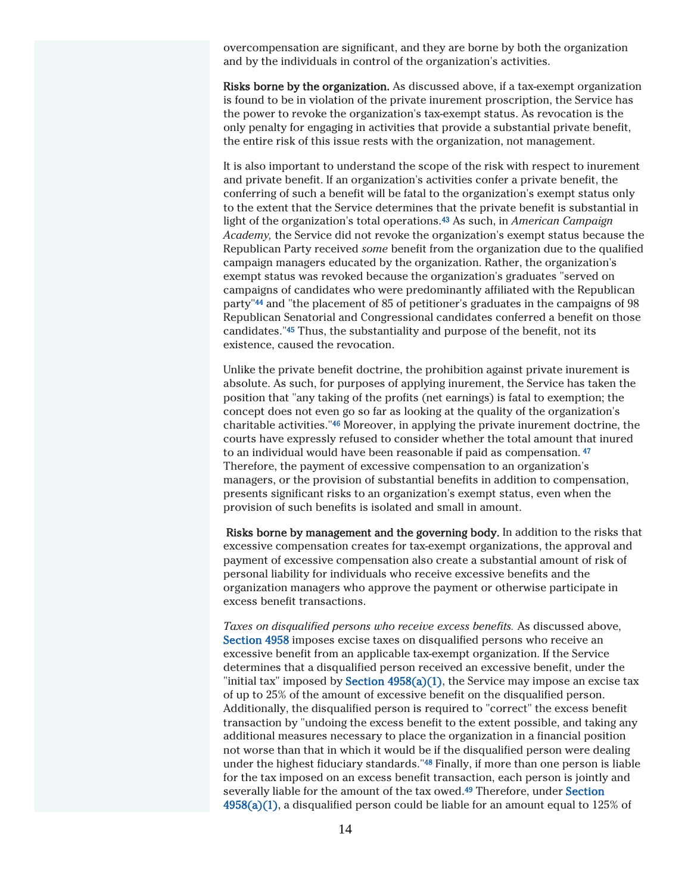overcompensation are significant, and they are borne by both the organization and by the individuals in control of the organization's activities.

**Risks borne by the organization.** As discussed above, if a tax-exempt organization is found to be in violation of the private inurement proscription, the Service has the power to revoke the organization's tax-exempt status. As revocation is the only penalty for engaging in activities that provide a substantial private benefit, the entire risk of this issue rests with the organization, not management.

It is also important to understand the scope of the risk with respect to inurement and private benefit. If an organization's activities confer a private benefit, the conferring of such a benefit will be fatal to the organization's exempt status only to the extent that the Service determines that the private benefit is substantial in light of the organization's total operations.[43] As such, in *American Campaign Academy,* the Service did not revoke the organization's exempt status because the Republican Party received *some* benefit from the organization due to the qualified campaign managers educated by the organization. Rather, the organization's exempt status was revoked because the organization's graduates "served on campaigns of candidates who were predominantly affiliated with the Republican party"[44] and "the placement of 85 of petitioner's graduates in the campaigns of 98 Republican Senatorial and Congressional candidates conferred a benefit on those candidates."[45] Thus, the substantiality and purpose of the benefit, not its existence, caused the revocation.

Unlike the private benefit doctrine, the prohibition against private inurement is absolute. As such, for purposes of applying inurement, the Service has taken the position that "any taking of the profits (net earnings) is fatal to exemption; the concept does not even go so far as looking at the quality of the organization's charitable activities."[46] Moreover, in applying the private inurement doctrine, the courts have expressly refused to consider whether the total amount that inured to an individual would have been reasonable if paid as compensation.[47] Therefore, the payment of excessive compensation to an organization's managers, or the provision of substantial benefits in addition to compensation, presents significant risks to an organization's exempt status, even when the provision of such benefits is isolated and small in amount.

**Risks borne by management and the governing body.** In addition to the risks that excessive compensation creates for tax-exempt organizations, the approval and payment of excessive compensation also create a substantial amount of risk of personal liability for individuals who receive excessive benefits and the organization managers who approve the payment or otherwise participate in excess benefit transactions.

*Taxes on disqualified persons who receive excess benefits.* As discussed above, Section 4958 imposes excise taxes on disqualified persons who receive an excessive benefit from an applicable tax-exempt organization. If the Service determines that a disqualified person received an excessive benefit, under the "initial tax" imposed by Section 4958(a)(1), the Service may impose an excise tax of up to 25% of the amount of excessive benefit on the disqualified person. Additionally, the disqualified person is required to "correct" the excess benefit transaction by "undoing the excess benefit to the extent possible, and taking any additional measures necessary to place the organization in a financial position not worse than that in which it would be if the disqualified person were dealing under the highest fiduciary standards."[48] Finally, if more than one person is liable for the tax imposed on an excess benefit transaction, each person is jointly and severally liable for the amount of the tax owed.[49] Therefore, under Section 4958(a)(1), a disqualified person could be liable for an amount equal to 125% of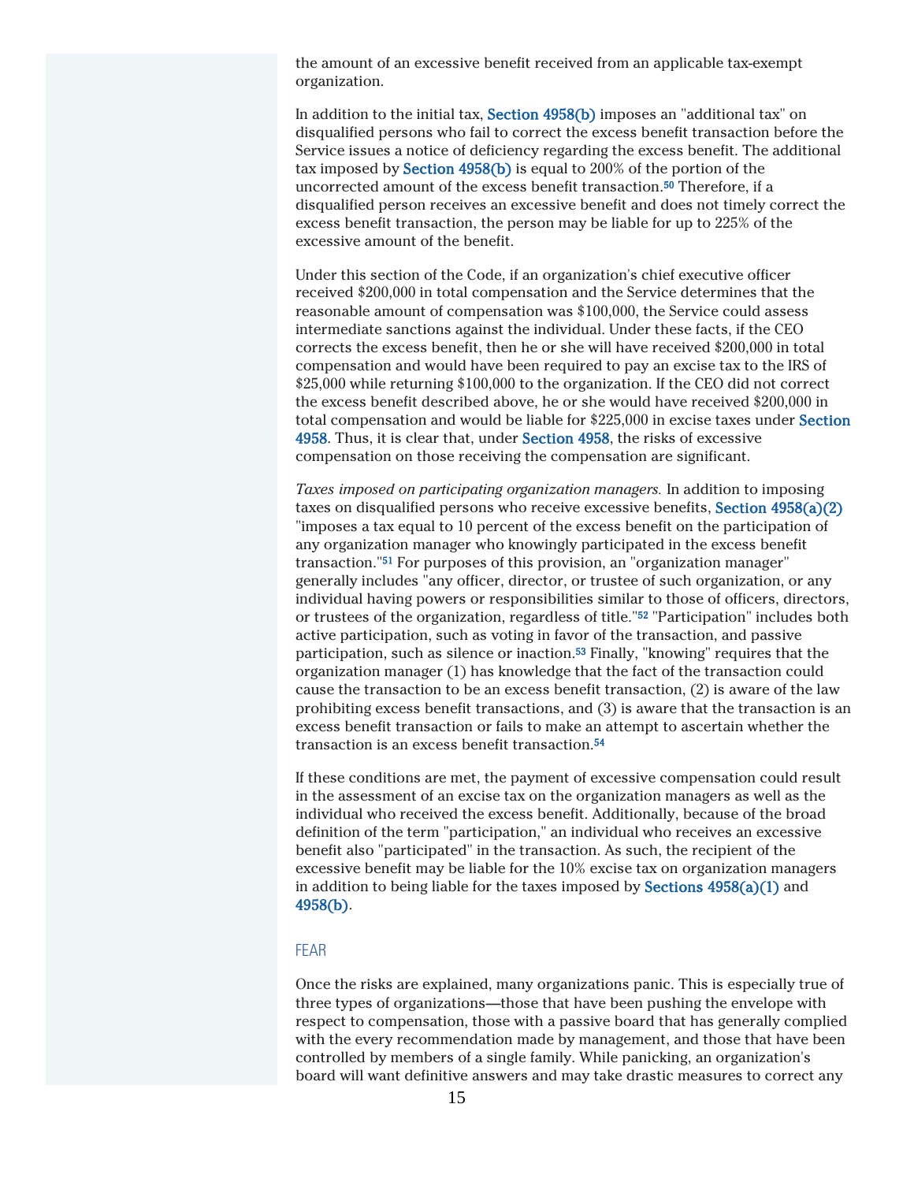the amount of an excessive benefit received from an applicable tax-exempt organization.

In addition to the initial tax, Section 4958(b) imposes an "additional tax" on disqualified persons who fail to correct the excess benefit transaction before the Service issues a notice of deficiency regarding the excess benefit. The additional tax imposed by Section 4958(b) is equal to 200% of the portion of the uncorrected amount of the excess benefit transaction.[50] Therefore, if a disqualified person receives an excessive benefit and does not timely correct the excess benefit transaction, the person may be liable for up to 225% of the excessive amount of the benefit.

Under this section of the Code, if an organization's chief executive officer received $200,000 in total compensation and the Service determines that the reasonable amount of compensation was $100,000, the Service could assess intermediate sanctions against the individual. Under these facts, if the CEO corrects the excess benefit, then he or she will have received $200,000 in total compensation and would have been required to pay an excise tax to the IRS of $25,000 while returning $100,000 to the organization. If the CEO did not correct the excess benefit described above, he or she would have received $200,000 in total compensation and would be liable for $225,000 in excise taxes under Section 4958. Thus, it is clear that, under Section 4958, the risks of excessive compensation on those receiving the compensation are significant.

*Taxes imposed on participating organization managers.* In addition to imposing taxes on disqualified persons who receive excessive benefits, Section 4958(a)(2) "imposes a tax equal to 10 percent of the excess benefit on the participation of any organization manager who knowingly participated in the excess benefit transaction."[51] For purposes of this provision, an "organization manager" generally includes "any officer, director, or trustee of such organization, or any individual having powers or responsibilities similar to those of officers, directors, or trustees of the organization, regardless of title."[52] "Participation" includes both active participation, such as voting in favor of the transaction, and passive participation, such as silence or inaction.[53] Finally, "knowing" requires that the organization manager (1) has knowledge that the fact of the transaction could cause the transaction to be an excess benefit transaction, (2) is aware of the law prohibiting excess benefit transactions, and (3) is aware that the transaction is an excess benefit transaction or fails to make an attempt to ascertain whether the transaction is an excess benefit transaction.[54]

If these conditions are met, the payment of excessive compensation could result in the assessment of an excise tax on the organization managers as well as the individual who received the excess benefit. Additionally, because of the broad definition of the term "participation," an individual who receives an excessive benefit also "participated" in the transaction. As such, the recipient of the excessive benefit may be liable for the 10% excise tax on organization managers in addition to being liable for the taxes imposed by Sections 4958(a)(1) and 4958(b).

## FEAR

Once the risks are explained, many organizations panic. This is especially true of three types of organizations—those that have been pushing the envelope with respect to compensation, those with a passive board that has generally complied with the every recommendation made by management, and those that have been controlled by members of a single family. While panicking, an organization's board will want definitive answers and may take drastic measures to correct any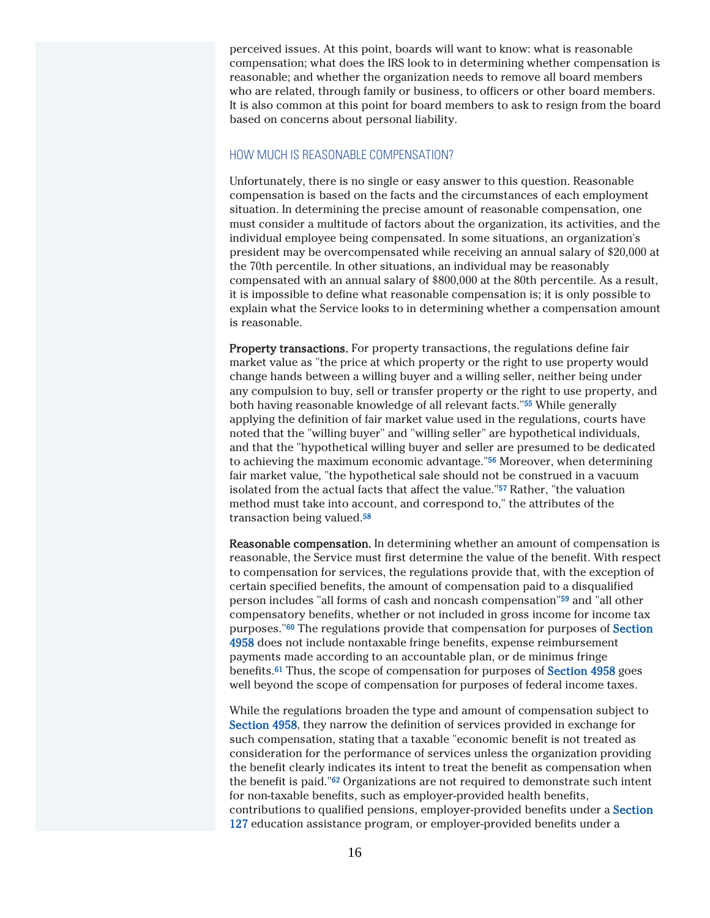perceived issues. At this point, boards will want to know: what is reasonable compensation; what does the IRS look to in determining whether compensation is reasonable; and whether the organization needs to remove all board members who are related, through family or business, to officers or other board members. It is also common at this point for board members to ask to resign from the board based on concerns about personal liability.

## HOW MUCH IS REASONABLE COMPENSATION?

Unfortunately, there is no single or easy answer to this question. Reasonable compensation is based on the facts and the circumstances of each employment situation. In determining the precise amount of reasonable compensation, one must consider a multitude of factors about the organization, its activities, and the individual employee being compensated. In some situations, an organization's president may be overcompensated while receiving an annual salary of $20,000 at the 70th percentile. In other situations, an individual may be reasonably compensated with an annual salary of $800,000 at the 80th percentile. As a result, it is impossible to define what reasonable compensation is; it is only possible to explain what the Service looks to in determining whether a compensation amount is reasonable.

**Property transactions.** For property transactions, the regulations define fair market value as "the price at which property or the right to use property would change hands between a willing buyer and a willing seller, neither being under any compulsion to buy, sell or transfer property or the right to use property, and both having reasonable knowledge of all relevant facts."[55] While generally applying the definition of fair market value used in the regulations, courts have noted that the "willing buyer" and "willing seller" are hypothetical individuals, and that the "hypothetical willing buyer and seller are presumed to be dedicated to achieving the maximum economic advantage."[56] Moreover, when determining fair market value, "the hypothetical sale should not be construed in a vacuum isolated from the actual facts that affect the value."[57] Rather, "the valuation method must take into account, and correspond to," the attributes of the transaction being valued.[58]

**Reasonable compensation.** In determining whether an amount of compensation is reasonable, the Service must first determine the value of the benefit. With respect to compensation for services, the regulations provide that, with the exception of certain specified benefits, the amount of compensation paid to a disqualified person includes "all forms of cash and noncash compensation"[59] and "all other compensatory benefits, whether or not included in gross income for income tax purposes."[60] The regulations provide that compensation for purposes of Section 4958 does not include nontaxable fringe benefits, expense reimbursement payments made according to an accountable plan, or de minimus fringe benefits.[61] Thus, the scope of compensation for purposes of Section 4958 goes well beyond the scope of compensation for purposes of federal income taxes.

While the regulations broaden the type and amount of compensation subject to Section 4958, they narrow the definition of services provided in exchange for such compensation, stating that a taxable "economic benefit is not treated as consideration for the performance of services unless the organization providing the benefit clearly indicates its intent to treat the benefit as compensation when the benefit is paid."[62] Organizations are not required to demonstrate such intent for non-taxable benefits, such as employer-provided health benefits, contributions to qualified pensions, employer-provided benefits under a Section 127 education assistance program, or employer-provided benefits under a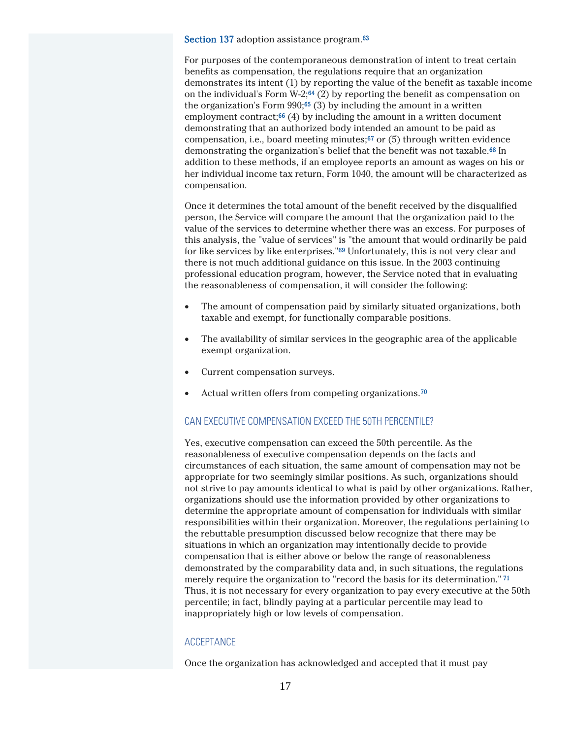**Section 137** adoption assistance program.[63]

For purposes of the contemporaneous demonstration of intent to treat certain benefits as compensation, the regulations require that an organization demonstrates its intent (1) by reporting the value of the benefit as taxable income on the individual's Form W-2;[64] (2) by reporting the benefit as compensation on the organization's Form 990;[65] (3) by including the amount in a written employment contract;[66] (4) by including the amount in a written document demonstrating that an authorized body intended an amount to be paid as compensation, i.e., board meeting minutes;[67] or (5) through written evidence demonstrating the organization's belief that the benefit was not taxable.[68] In addition to these methods, if an employee reports an amount as wages on his or her individual income tax return, Form 1040, the amount will be characterized as compensation.

Once it determines the total amount of the benefit received by the disqualified person, the Service will compare the amount that the organization paid to the value of the services to determine whether there was an excess. For purposes of this analysis, the "value of services" is "the amount that would ordinarily be paid for like services by like enterprises."[69] Unfortunately, this is not very clear and there is not much additional guidance on this issue. In the 2003 continuing professional education program, however, the Service noted that in evaluating the reasonableness of compensation, it will consider the following:

- The amount of compensation paid by similarly situated organizations, both taxable and exempt, for functionally comparable positions.
- The availability of similar services in the geographic area of the applicable exempt organization.
- Current compensation surveys.
- Actual written offers from competing organizations.[70]

### CAN EXECUTIVE COMPENSATION EXCEED THE 50TH PERCENTILE?

Yes, executive compensation can exceed the 50th percentile. As the reasonableness of executive compensation depends on the facts and circumstances of each situation, the same amount of compensation may not be appropriate for two seemingly similar positions. As such, organizations should not strive to pay amounts identical to what is paid by other organizations. Rather, organizations should use the information provided by other organizations to determine the appropriate amount of compensation for individuals with similar responsibilities within their organization. Moreover, the regulations pertaining to the rebuttable presumption discussed below recognize that there may be situations in which an organization may intentionally decide to provide compensation that is either above or below the range of reasonableness demonstrated by the comparability data and, in such situations, the regulations merely require the organization to "record the basis for its determination." [71] Thus, it is not necessary for every organization to pay every executive at the 50th percentile; in fact, blindly paying at a particular percentile may lead to inappropriately high or low levels of compensation.

### ACCEPTANCE

Once the organization has acknowledged and accepted that it must pay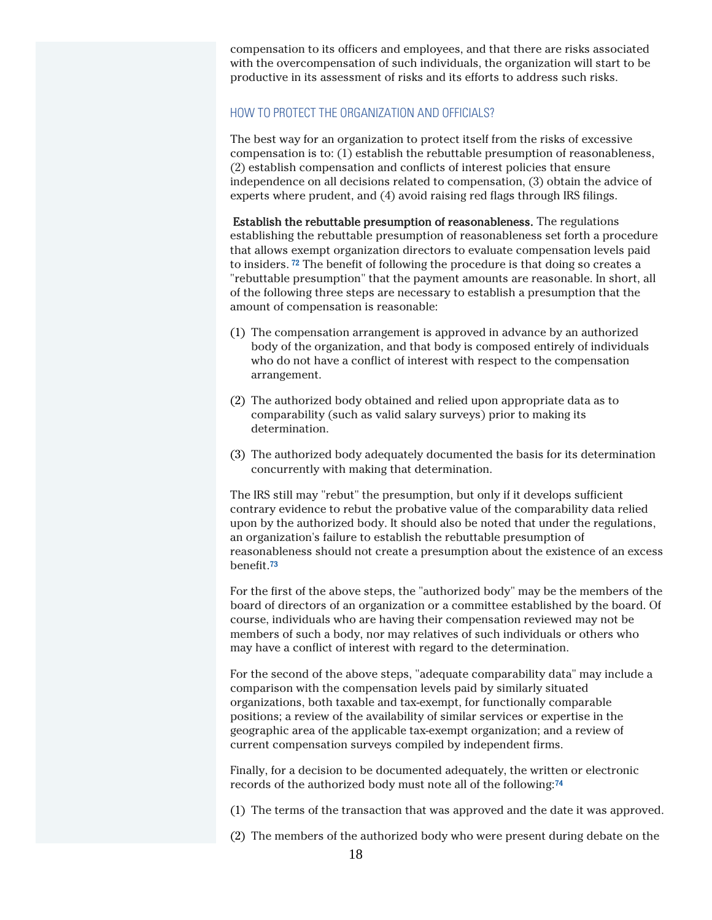compensation to its officers and employees, and that there are risks associated with the overcompensation of such individuals, the organization will start to be productive in its assessment of risks and its efforts to address such risks.

### HOW TO PROTECT THE ORGANIZATION AND OFFICIALS?

The best way for an organization to protect itself from the risks of excessive compensation is to: (1) establish the rebuttable presumption of reasonableness, (2) establish compensation and conflicts of interest policies that ensure independence on all decisions related to compensation, (3) obtain the advice of experts where prudent, and (4) avoid raising red flags through IRS filings.

**Establish the rebuttable presumption of reasonableness.** The regulations establishing the rebuttable presumption of reasonableness set forth a procedure that allows exempt organization directors to evaluate compensation levels paid to insiders. [72] The benefit of following the procedure is that doing so creates a "rebuttable presumption" that the payment amounts are reasonable. In short, all of the following three steps are necessary to establish a presumption that the amount of compensation is reasonable:

(1) The compensation arrangement is approved in advance by an authorized body of the organization, and that body is composed entirely of individuals who do not have a conflict of interest with respect to the compensation arrangement.

(2) The authorized body obtained and relied upon appropriate data as to comparability (such as valid salary surveys) prior to making its determination.

(3) The authorized body adequately documented the basis for its determination concurrently with making that determination.

The IRS still may "rebut" the presumption, but only if it develops sufficient contrary evidence to rebut the probative value of the comparability data relied upon by the authorized body. It should also be noted that under the regulations, an organization's failure to establish the rebuttable presumption of reasonableness should not create a presumption about the existence of an excess benefit.[73]

For the first of the above steps, the "authorized body" may be the members of the board of directors of an organization or a committee established by the board. Of course, individuals who are having their compensation reviewed may not be members of such a body, nor may relatives of such individuals or others who may have a conflict of interest with regard to the determination.

For the second of the above steps, "adequate comparability data" may include a comparison with the compensation levels paid by similarly situated organizations, both taxable and tax-exempt, for functionally comparable positions; a review of the availability of similar services or expertise in the geographic area of the applicable tax-exempt organization; and a review of current compensation surveys compiled by independent firms.

Finally, for a decision to be documented adequately, the written or electronic records of the authorized body must note all of the following:[74]

(1) The terms of the transaction that was approved and the date it was approved.

(2) The members of the authorized body who were present during debate on the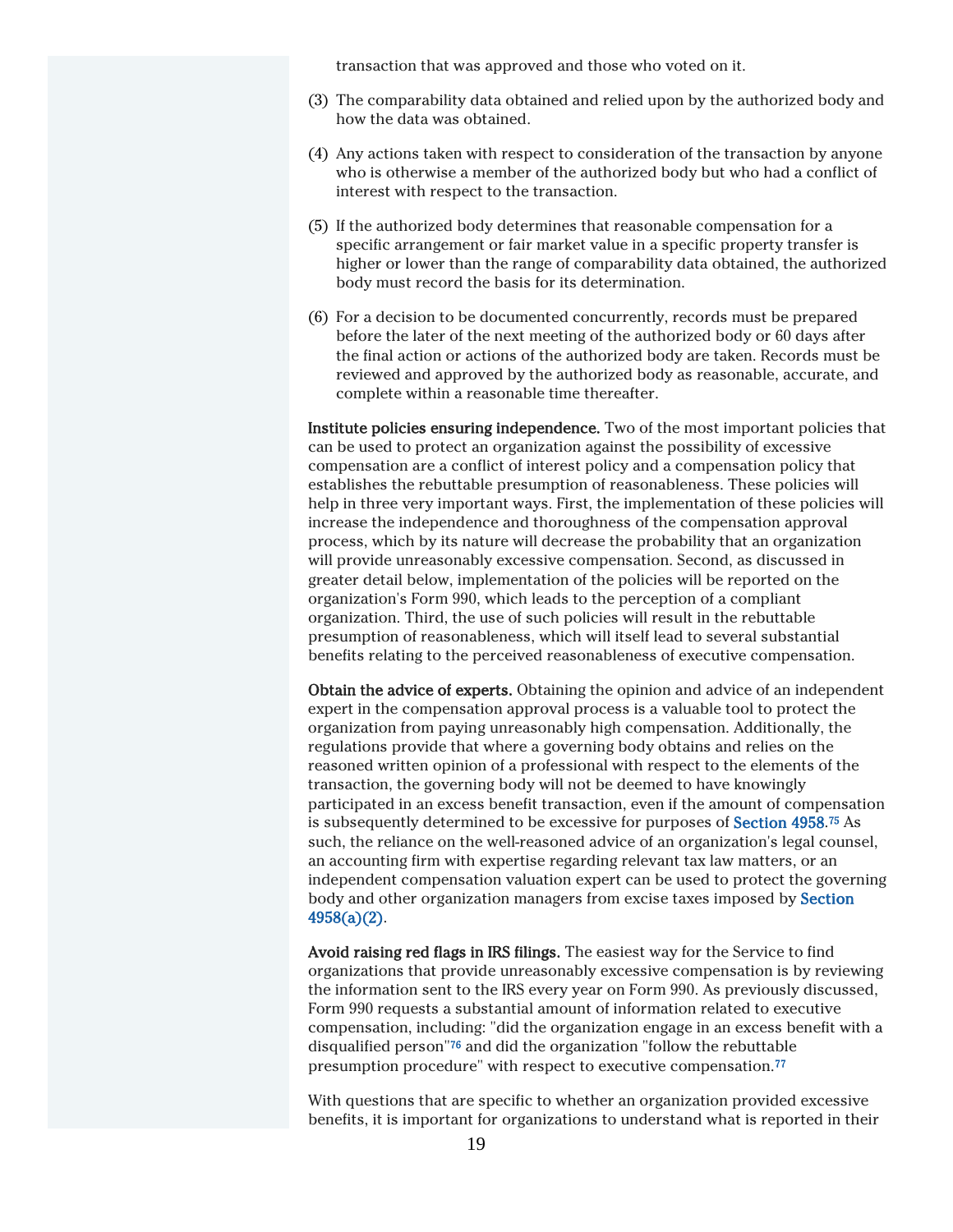transaction that was approved and those who voted on it.

(3) The comparability data obtained and relied upon by the authorized body and how the data was obtained.

(4) Any actions taken with respect to consideration of the transaction by anyone who is otherwise a member of the authorized body but who had a conflict of interest with respect to the transaction.

(5) If the authorized body determines that reasonable compensation for a specific arrangement or fair market value in a specific property transfer is higher or lower than the range of comparability data obtained, the authorized body must record the basis for its determination.

(6) For a decision to be documented concurrently, records must be prepared before the later of the next meeting of the authorized body or 60 days after the final action or actions of the authorized body are taken. Records must be reviewed and approved by the authorized body as reasonable, accurate, and complete within a reasonable time thereafter.

**Institute policies ensuring independence.** Two of the most important policies that can be used to protect an organization against the possibility of excessive compensation are a conflict of interest policy and a compensation policy that establishes the rebuttable presumption of reasonableness. These policies will help in three very important ways. First, the implementation of these policies will increase the independence and thoroughness of the compensation approval process, which by its nature will decrease the probability that an organization will provide unreasonably excessive compensation. Second, as discussed in greater detail below, implementation of the policies will be reported on the organization's Form 990, which leads to the perception of a compliant organization. Third, the use of such policies will result in the rebuttable presumption of reasonableness, which will itself lead to several substantial benefits relating to the perceived reasonableness of executive compensation.

**Obtain the advice of experts.** Obtaining the opinion and advice of an independent expert in the compensation approval process is a valuable tool to protect the organization from paying unreasonably high compensation. Additionally, the regulations provide that where a governing body obtains and relies on the reasoned written opinion of a professional with respect to the elements of the transaction, the governing body will not be deemed to have knowingly participated in an excess benefit transaction, even if the amount of compensation is subsequently determined to be excessive for purposes of Section 4958.[75] As such, the reliance on the well-reasoned advice of an organization's legal counsel, an accounting firm with expertise regarding relevant tax law matters, or an independent compensation valuation expert can be used to protect the governing body and other organization managers from excise taxes imposed by Section 4958(a)(2).

**Avoid raising red flags in IRS filings.** The easiest way for the Service to find organizations that provide unreasonably excessive compensation is by reviewing the information sent to the IRS every year on Form 990. As previously discussed, Form 990 requests a substantial amount of information related to executive compensation, including: "did the organization engage in an excess benefit with a disqualified person"[76] and did the organization "follow the rebuttable presumption procedure" with respect to executive compensation.[77]

With questions that are specific to whether an organization provided excessive benefits, it is important for organizations to understand what is reported in their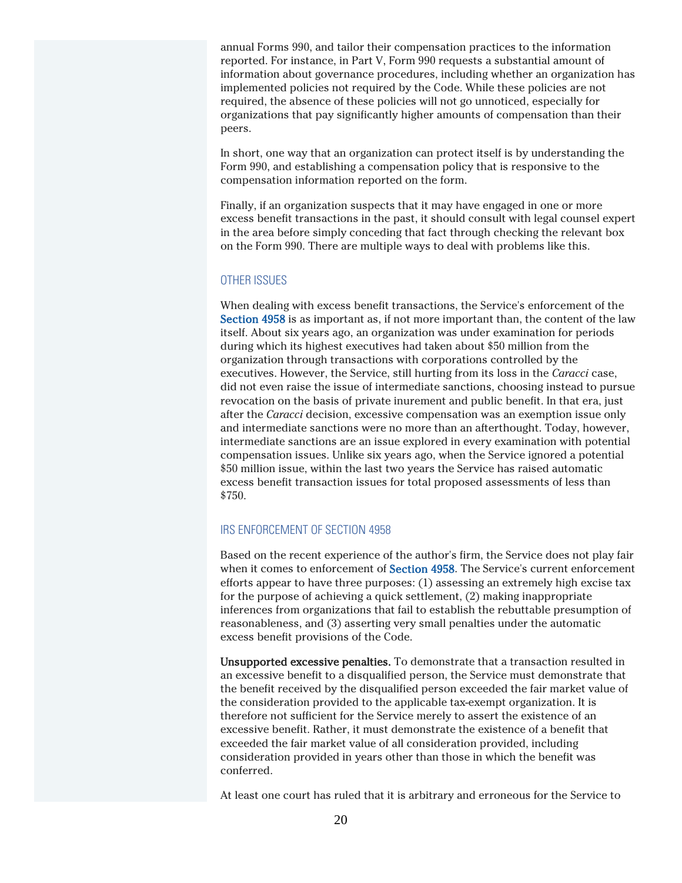annual Forms 990, and tailor their compensation practices to the information reported. For instance, in Part V, Form 990 requests a substantial amount of information about governance procedures, including whether an organization has implemented policies not required by the Code. While these policies are not required, the absence of these policies will not go unnoticed, especially for organizations that pay significantly higher amounts of compensation than their peers.

In short, one way that an organization can protect itself is by understanding the Form 990, and establishing a compensation policy that is responsive to the compensation information reported on the form.

Finally, if an organization suspects that it may have engaged in one or more excess benefit transactions in the past, it should consult with legal counsel expert in the area before simply conceding that fact through checking the relevant box on the Form 990. There are multiple ways to deal with problems like this.

## OTHER ISSUES

When dealing with excess benefit transactions, the Service's enforcement of the Section 4958 is as important as, if not more important than, the content of the law itself. About six years ago, an organization was under examination for periods during which its highest executives had taken about $50 million from the organization through transactions with corporations controlled by the executives. However, the Service, still hurting from its loss in the *Caracci* case, did not even raise the issue of intermediate sanctions, choosing instead to pursue revocation on the basis of private inurement and public benefit. In that era, just after the *Caracci* decision, excessive compensation was an exemption issue only and intermediate sanctions were no more than an afterthought. Today, however, intermediate sanctions are an issue explored in every examination with potential compensation issues. Unlike six years ago, when the Service ignored a potential $50 million issue, within the last two years the Service has raised automatic excess benefit transaction issues for total proposed assessments of less than $750.

## IRS ENFORCEMENT OF SECTION 4958

Based on the recent experience of the author's firm, the Service does not play fair when it comes to enforcement of Section 4958. The Service's current enforcement efforts appear to have three purposes: (1) assessing an extremely high excise tax for the purpose of achieving a quick settlement, (2) making inappropriate inferences from organizations that fail to establish the rebuttable presumption of reasonableness, and (3) asserting very small penalties under the automatic excess benefit provisions of the Code.

**Unsupported excessive penalties.** To demonstrate that a transaction resulted in an excessive benefit to a disqualified person, the Service must demonstrate that the benefit received by the disqualified person exceeded the fair market value of the consideration provided to the applicable tax-exempt organization. It is therefore not sufficient for the Service merely to assert the existence of an excessive benefit. Rather, it must demonstrate the existence of a benefit that exceeded the fair market value of all consideration provided, including consideration provided in years other than those in which the benefit was conferred.

At least one court has ruled that it is arbitrary and erroneous for the Service to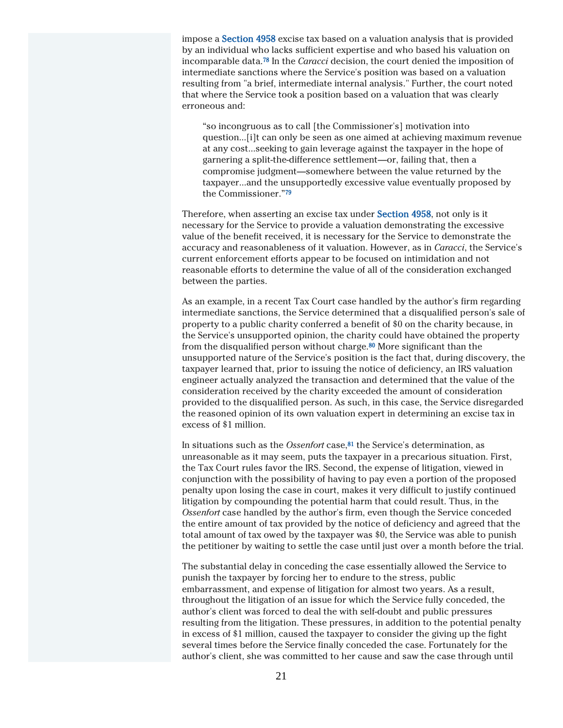impose a Section 4958 excise tax based on a valuation analysis that is provided by an individual who lacks sufficient expertise and who based his valuation on incomparable data.[78] In the *Caracci* decision, the court denied the imposition of intermediate sanctions where the Service's position was based on a valuation resulting from "a brief, intermediate internal analysis." Further, the court noted that where the Service took a position based on a valuation that was clearly erroneous and:

> "so incongruous as to call [the Commissioner's] motivation into question...[i]t can only be seen as one aimed at achieving maximum revenue at any cost...seeking to gain leverage against the taxpayer in the hope of garnering a split-the-difference settlement—or, failing that, then a compromise judgment—somewhere between the value returned by the taxpayer...and the unsupportedly excessive value eventually proposed by the Commissioner."[79]

Therefore, when asserting an excise tax under Section 4958, not only is it necessary for the Service to provide a valuation demonstrating the excessive value of the benefit received, it is necessary for the Service to demonstrate the accuracy and reasonableness of it valuation. However, as in *Caracci*, the Service's current enforcement efforts appear to be focused on intimidation and not reasonable efforts to determine the value of all of the consideration exchanged between the parties.

As an example, in a recent Tax Court case handled by the author's firm regarding intermediate sanctions, the Service determined that a disqualified person's sale of property to a public charity conferred a benefit of $0 on the charity because, in the Service's unsupported opinion, the charity could have obtained the property from the disqualified person without charge.[80] More significant than the unsupported nature of the Service's position is the fact that, during discovery, the taxpayer learned that, prior to issuing the notice of deficiency, an IRS valuation engineer actually analyzed the transaction and determined that the value of the consideration received by the charity exceeded the amount of consideration provided to the disqualified person. As such, in this case, the Service disregarded the reasoned opinion of its own valuation expert in determining an excise tax in excess of $1 million.

In situations such as the *Ossenfort* case,[81] the Service's determination, as unreasonable as it may seem, puts the taxpayer in a precarious situation. First, the Tax Court rules favor the IRS. Second, the expense of litigation, viewed in conjunction with the possibility of having to pay even a portion of the proposed penalty upon losing the case in court, makes it very difficult to justify continued litigation by compounding the potential harm that could result. Thus, in the *Ossenfort* case handled by the author's firm, even though the Service conceded the entire amount of tax provided by the notice of deficiency and agreed that the total amount of tax owed by the taxpayer was $0, the Service was able to punish the petitioner by waiting to settle the case until just over a month before the trial.

The substantial delay in conceding the case essentially allowed the Service to punish the taxpayer by forcing her to endure to the stress, public embarrassment, and expense of litigation for almost two years. As a result, throughout the litigation of an issue for which the Service fully conceded, the author's client was forced to deal the with self-doubt and public pressures resulting from the litigation. These pressures, in addition to the potential penalty in excess of $1 million, caused the taxpayer to consider the giving up the fight several times before the Service finally conceded the case. Fortunately for the author's client, she was committed to her cause and saw the case through until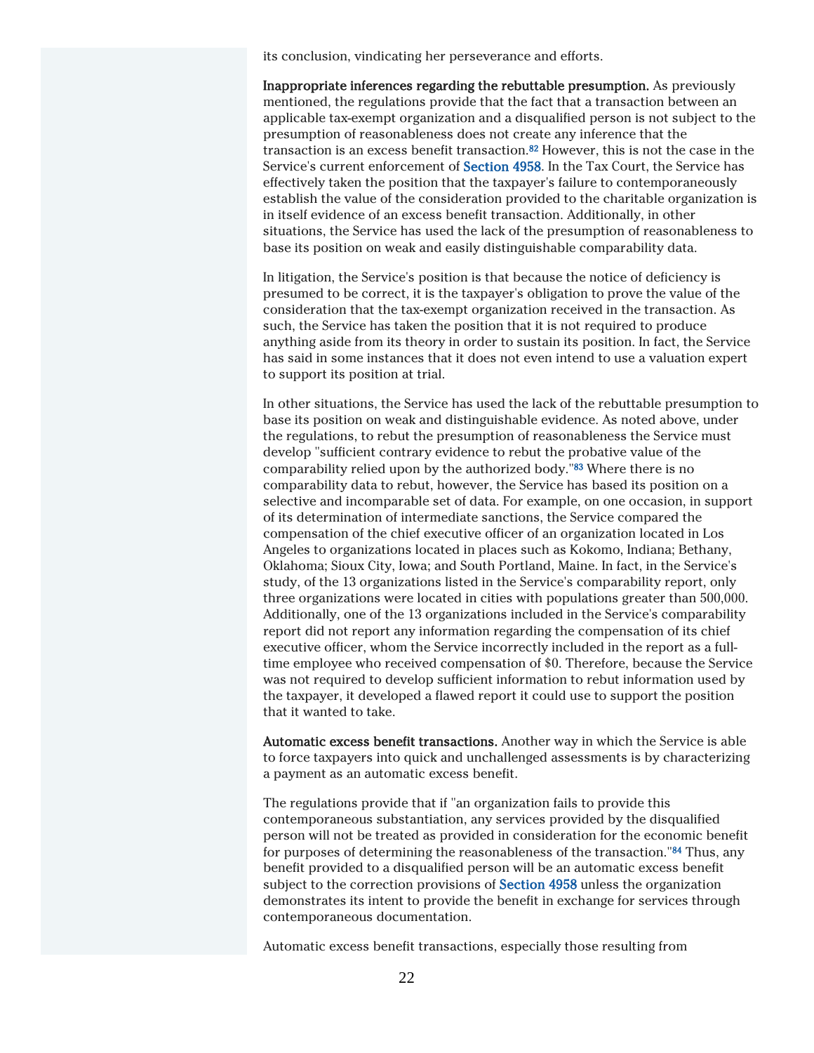its conclusion, vindicating her perseverance and efforts.

**Inappropriate inferences regarding the rebuttable presumption.** As previously mentioned, the regulations provide that the fact that a transaction between an applicable tax-exempt organization and a disqualified person is not subject to the presumption of reasonableness does not create any inference that the transaction is an excess benefit transaction.[82] However, this is not the case in the Service's current enforcement of Section 4958. In the Tax Court, the Service has effectively taken the position that the taxpayer's failure to contemporaneously establish the value of the consideration provided to the charitable organization is in itself evidence of an excess benefit transaction. Additionally, in other situations, the Service has used the lack of the presumption of reasonableness to base its position on weak and easily distinguishable comparability data.

In litigation, the Service's position is that because the notice of deficiency is presumed to be correct, it is the taxpayer's obligation to prove the value of the consideration that the tax-exempt organization received in the transaction. As such, the Service has taken the position that it is not required to produce anything aside from its theory in order to sustain its position. In fact, the Service has said in some instances that it does not even intend to use a valuation expert to support its position at trial.

In other situations, the Service has used the lack of the rebuttable presumption to base its position on weak and distinguishable evidence. As noted above, under the regulations, to rebut the presumption of reasonableness the Service must develop "sufficient contrary evidence to rebut the probative value of the comparability relied upon by the authorized body."[83] Where there is no comparability data to rebut, however, the Service has based its position on a selective and incomparable set of data. For example, on one occasion, in support of its determination of intermediate sanctions, the Service compared the compensation of the chief executive officer of an organization located in Los Angeles to organizations located in places such as Kokomo, Indiana; Bethany, Oklahoma; Sioux City, Iowa; and South Portland, Maine. In fact, in the Service's study, of the 13 organizations listed in the Service's comparability report, only three organizations were located in cities with populations greater than 500,000. Additionally, one of the 13 organizations included in the Service's comparability report did not report any information regarding the compensation of its chief executive officer, whom the Service incorrectly included in the report as a full-time employee who received compensation of $0. Therefore, because the Service was not required to develop sufficient information to rebut information used by the taxpayer, it developed a flawed report it could use to support the position that it wanted to take.

**Automatic excess benefit transactions.** Another way in which the Service is able to force taxpayers into quick and unchallenged assessments is by characterizing a payment as an automatic excess benefit.

The regulations provide that if "an organization fails to provide this contemporaneous substantiation, any services provided by the disqualified person will not be treated as provided in consideration for the economic benefit for purposes of determining the reasonableness of the transaction."[84] Thus, any benefit provided to a disqualified person will be an automatic excess benefit subject to the correction provisions of Section 4958 unless the organization demonstrates its intent to provide the benefit in exchange for services through contemporaneous documentation.

Automatic excess benefit transactions, especially those resulting from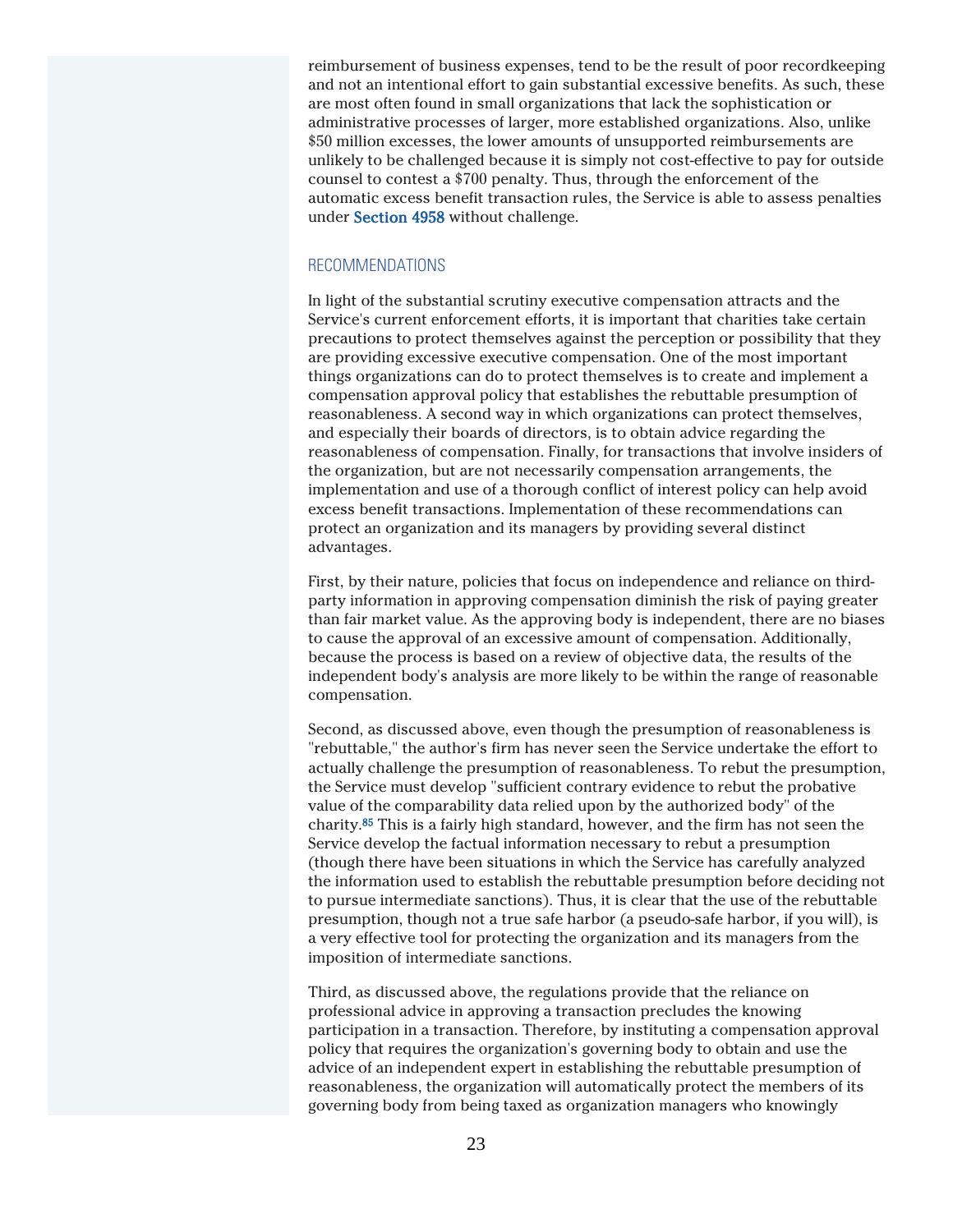reimbursement of business expenses, tend to be the result of poor recordkeeping and not an intentional effort to gain substantial excessive benefits. As such, these are most often found in small organizations that lack the sophistication or administrative processes of larger, more established organizations. Also, unlike $50 million excesses, the lower amounts of unsupported reimbursements are unlikely to be challenged because it is simply not cost-effective to pay for outside counsel to contest a $700 penalty. Thus, through the enforcement of the automatic excess benefit transaction rules, the Service is able to assess penalties under **Section 4958** without challenge.

## RECOMMENDATIONS

In light of the substantial scrutiny executive compensation attracts and the Service's current enforcement efforts, it is important that charities take certain precautions to protect themselves against the perception or possibility that they are providing excessive executive compensation. One of the most important things organizations can do to protect themselves is to create and implement a compensation approval policy that establishes the rebuttable presumption of reasonableness. A second way in which organizations can protect themselves, and especially their boards of directors, is to obtain advice regarding the reasonableness of compensation. Finally, for transactions that involve insiders of the organization, but are not necessarily compensation arrangements, the implementation and use of a thorough conflict of interest policy can help avoid excess benefit transactions. Implementation of these recommendations can protect an organization and its managers by providing several distinct advantages.

First, by their nature, policies that focus on independence and reliance on third-party information in approving compensation diminish the risk of paying greater than fair market value. As the approving body is independent, there are no biases to cause the approval of an excessive amount of compensation. Additionally, because the process is based on a review of objective data, the results of the independent body's analysis are more likely to be within the range of reasonable compensation.

Second, as discussed above, even though the presumption of reasonableness is "rebuttable," the author's firm has never seen the Service undertake the effort to actually challenge the presumption of reasonableness. To rebut the presumption, the Service must develop "sufficient contrary evidence to rebut the probative value of the comparability data relied upon by the authorized body" of the charity.[85] This is a fairly high standard, however, and the firm has not seen the Service develop the factual information necessary to rebut a presumption (though there have been situations in which the Service has carefully analyzed the information used to establish the rebuttable presumption before deciding not to pursue intermediate sanctions). Thus, it is clear that the use of the rebuttable presumption, though not a true safe harbor (a pseudo-safe harbor, if you will), is a very effective tool for protecting the organization and its managers from the imposition of intermediate sanctions.

Third, as discussed above, the regulations provide that the reliance on professional advice in approving a transaction precludes the knowing participation in a transaction. Therefore, by instituting a compensation approval policy that requires the organization's governing body to obtain and use the advice of an independent expert in establishing the rebuttable presumption of reasonableness, the organization will automatically protect the members of its governing body from being taxed as organization managers who knowingly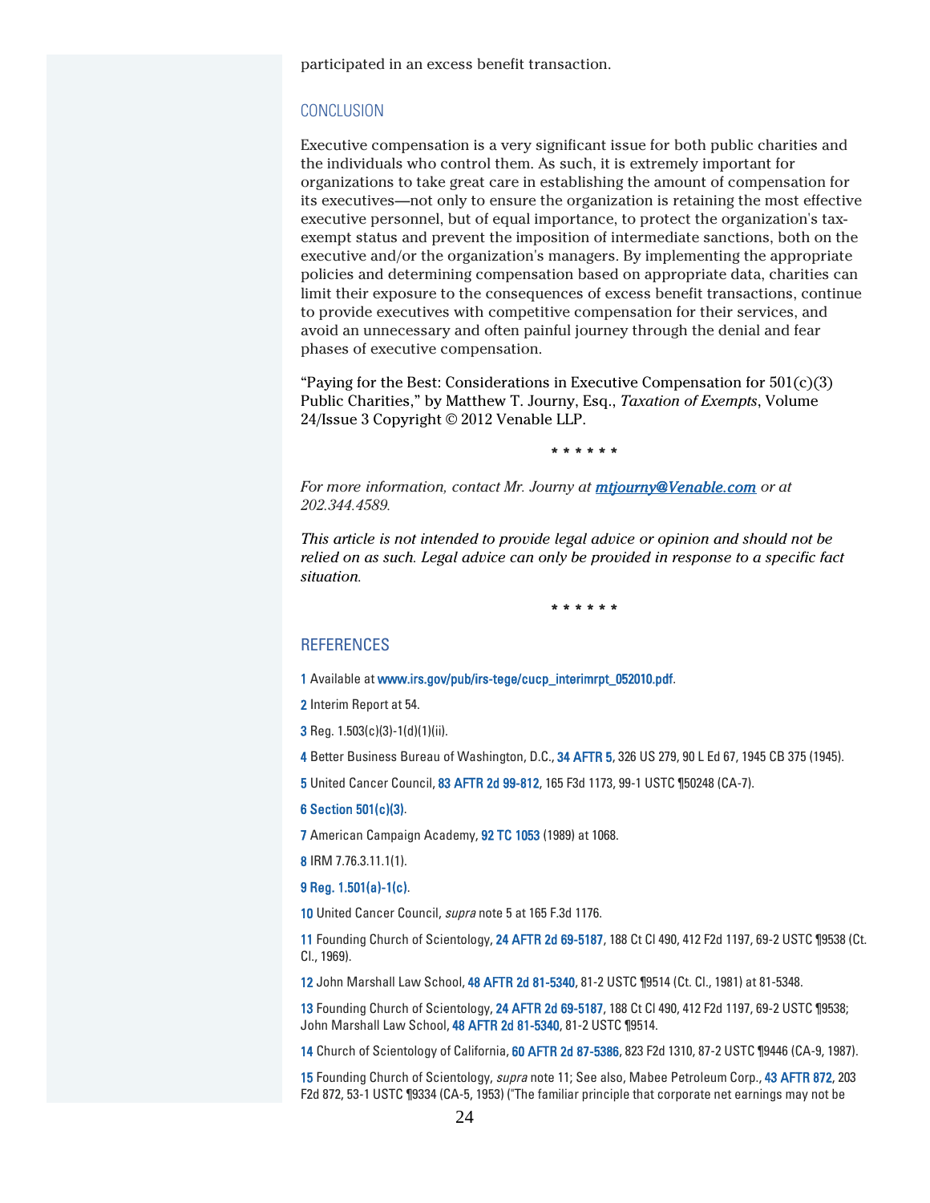participated in an excess benefit transaction.

## CONCLUSION

Executive compensation is a very significant issue for both public charities and the individuals who control them. As such, it is extremely important for organizations to take great care in establishing the amount of compensation for its executives—not only to ensure the organization is retaining the most effective executive personnel, but of equal importance, to protect the organization's tax-exempt status and prevent the imposition of intermediate sanctions, both on the executive and/or the organization's managers. By implementing the appropriate policies and determining compensation based on appropriate data, charities can limit their exposure to the consequences of excess benefit transactions, continue to provide executives with competitive compensation for their services, and avoid an unnecessary and often painful journey through the denial and fear phases of executive compensation.

"Paying for the Best: Considerations in Executive Compensation for 501(c)(3) Public Charities," by Matthew T. Journy, Esq., *Taxation of Exempts*, Volume 24/Issue 3 Copyright © 2012 Venable LLP.

\* \* \* \* \* \*

*For more information, contact Mr. Journy at **mtjourny@Venable.com** or at 202.344.4589.*

*This article is not intended to provide legal advice or opinion and should not be relied on as such. Legal advice can only be provided in response to a specific fact situation.*

\* \* \* \* \* \*

## REFERENCES

1 Available at www.irs.gov/pub/irs-tege/cucp_interimrpt_052010.pdf.

2 Interim Report at 54.

3 Reg. 1.503(c)(3)-1(d)(1)(ii).

4 Better Business Bureau of Washington, D.C., 34 AFTR 5, 326 US 279, 90 L Ed 67, 1945 CB 375 (1945).

5 United Cancer Council, 83 AFTR 2d 99-812, 165 F3d 1173, 99-1 USTC ¶50248 (CA-7).

6 Section 501(c)(3).

7 American Campaign Academy, 92 TC 1053 (1989) at 1068.

8 IRM 7.76.3.11.1(1).

9 Reg. 1.501(a)-1(c).

10 United Cancer Council, *supra* note 5 at 165 F.3d 1176.

11 Founding Church of Scientology, 24 AFTR 2d 69-5187, 188 Ct Cl 490, 412 F2d 1197, 69-2 USTC ¶9538 (Ct. Cl., 1969).

12 John Marshall Law School, 48 AFTR 2d 81-5340, 81-2 USTC ¶9514 (Ct. Cl., 1981) at 81-5348.

13 Founding Church of Scientology, 24 AFTR 2d 69-5187, 188 Ct Cl 490, 412 F2d 1197, 69-2 USTC ¶9538; John Marshall Law School, 48 AFTR 2d 81-5340, 81-2 USTC ¶9514.

14 Church of Scientology of California, 60 AFTR 2d 87-5386, 823 F2d 1310, 87-2 USTC ¶9446 (CA-9, 1987).

15 Founding Church of Scientology, *supra* note 11; See also, Mabee Petroleum Corp., 43 AFTR 872, 203 F2d 872, 53-1 USTC ¶9334 (CA-5, 1953) ("The familiar principle that corporate net earnings may not be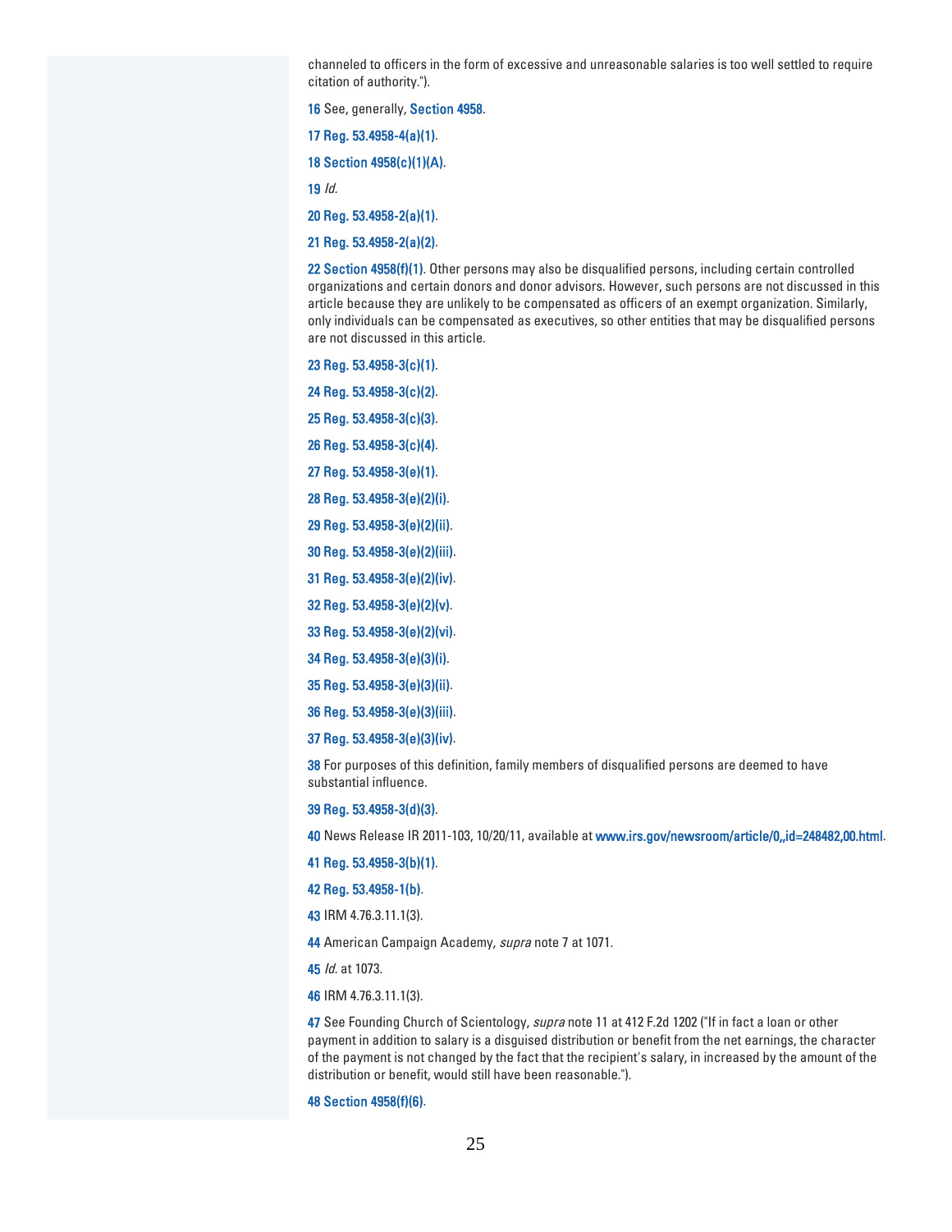channeled to officers in the form of excessive and unreasonable salaries is too well settled to require citation of authority.").

16 See, generally, Section 4958.

17 Reg. 53.4958-4(a)(1).

18 Section 4958(c)(1)(A).

19 *Id.*

20 Reg. 53.4958-2(a)(1).

21 Reg. 53.4958-2(a)(2).

22 Section 4958(f)(1). Other persons may also be disqualified persons, including certain controlled organizations and certain donors and donor advisors. However, such persons are not discussed in this article because they are unlikely to be compensated as officers of an exempt organization. Similarly, only individuals can be compensated as executives, so other entities that may be disqualified persons are not discussed in this article.

23 Reg. 53.4958-3(c)(1).

24 Reg. 53.4958-3(c)(2).

25 Reg. 53.4958-3(c)(3).

26 Reg. 53.4958-3(c)(4).

27 Reg. 53.4958-3(e)(1).

28 Reg. 53.4958-3(e)(2)(i).

29 Reg. 53.4958-3(e)(2)(ii).

30 Reg. 53.4958-3(e)(2)(iii).

31 Reg. 53.4958-3(e)(2)(iv).

32 Reg. 53.4958-3(e)(2)(v).

33 Reg. 53.4958-3(e)(2)(vi).

34 Reg. 53.4958-3(e)(3)(i).

35 Reg. 53.4958-3(e)(3)(ii).

36 Reg. 53.4958-3(e)(3)(iii).

37 Reg. 53.4958-3(e)(3)(iv).

38 For purposes of this definition, family members of disqualified persons are deemed to have substantial influence.

39 Reg. 53.4958-3(d)(3).

40 News Release IR 2011-103, 10/20/11, available at www.irs.gov/newsroom/article/0,,id=248482,00.html.

41 Reg. 53.4958-3(b)(1).

42 Reg. 53.4958-1(b).

43 IRM 4.76.3.11.1(3).

44 American Campaign Academy, *supra* note 7 at 1071.

45 *Id.* at 1073.

46 IRM 4.76.3.11.1(3).

47 See Founding Church of Scientology, *supra* note 11 at 412 F.2d 1202 ("If in fact a loan or other payment in addition to salary is a disguised distribution or benefit from the net earnings, the character of the payment is not changed by the fact that the recipient's salary, in increased by the amount of the distribution or benefit, would still have been reasonable.").

48 Section 4958(f)(6).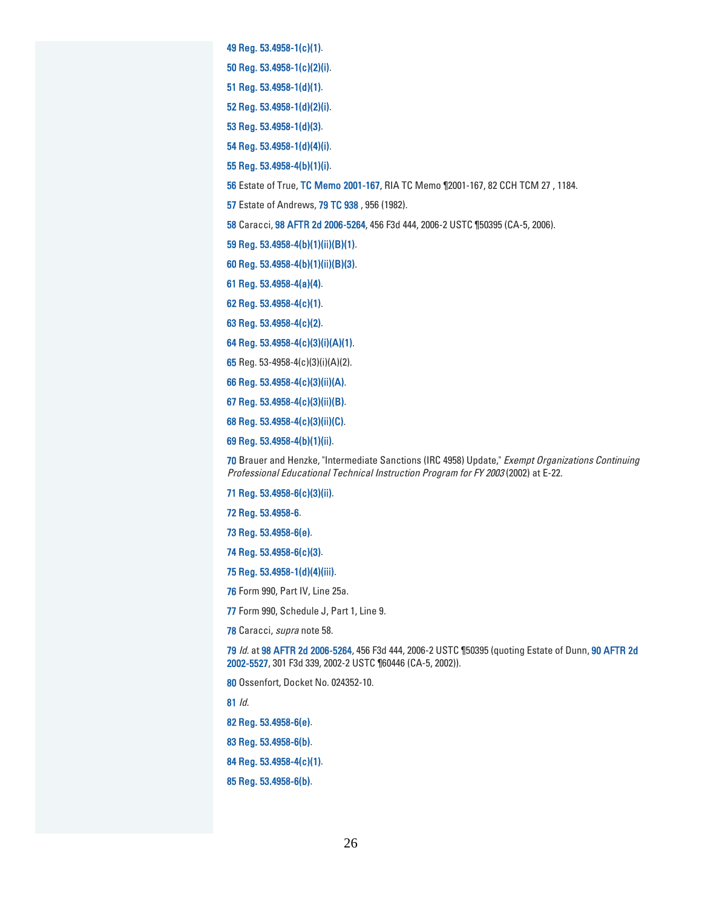49 Reg. 53.4958-1(c)(1).

50 Reg. 53.4958-1(c)(2)(i).

51 Reg. 53.4958-1(d)(1).

52 Reg. 53.4958-1(d)(2)(i).

53 Reg. 53.4958-1(d)(3).

54 Reg. 53.4958-1(d)(4)(i).

55 Reg. 53.4958-4(b)(1)(i).

56 Estate of True, TC Memo 2001-167, RIA TC Memo ¶2001-167, 82 CCH TCM 27 , 1184.

57 Estate of Andrews, 79 TC 938 , 956 (1982).

58 Caracci, 98 AFTR 2d 2006-5264, 456 F3d 444, 2006-2 USTC ¶50395 (CA-5, 2006).

59 Reg. 53.4958-4(b)(1)(ii)(B)(1).

60 Reg. 53.4958-4(b)(1)(ii)(B)(3).

61 Reg. 53.4958-4(a)(4).

62 Reg. 53.4958-4(c)(1).

63 Reg. 53.4958-4(c)(2).

64 Reg. 53.4958-4(c)(3)(i)(A)(1).

65 Reg. 53-4958-4(c)(3)(i)(A)(2).

66 Reg. 53.4958-4(c)(3)(ii)(A).

67 Reg. 53.4958-4(c)(3)(ii)(B).

68 Reg. 53.4958-4(c)(3)(ii)(C).

69 Reg. 53.4958-4(b)(1)(ii).

70 Brauer and Henzke, "Intermediate Sanctions (IRC 4958) Update," *Exempt Organizations Continuing Professional Educational Technical Instruction Program for FY 2003* (2002) at E-22.

71 Reg. 53.4958-6(c)(3)(ii).

72 Reg. 53.4958-6.

73 Reg. 53.4958-6(e).

74 Reg. 53.4958-6(c)(3).

75 Reg. 53.4958-1(d)(4)(iii).

76 Form 990, Part IV, Line 25a.

77 Form 990, Schedule J, Part 1, Line 9.

78 Caracci, *supra* note 58.

79 *Id.* at 98 AFTR 2d 2006-5264, 456 F3d 444, 2006-2 USTC ¶50395 (quoting Estate of Dunn, 90 AFTR 2d 2002-5527, 301 F3d 339, 2002-2 USTC ¶60446 (CA-5, 2002)).

80 Ossenfort, Docket No. 024352-10.

81 *Id.*

82 Reg. 53.4958-6(e).

83 Reg. 53.4958-6(b).

84 Reg. 53.4958-4(c)(1).

85 Reg. 53.4958-6(b).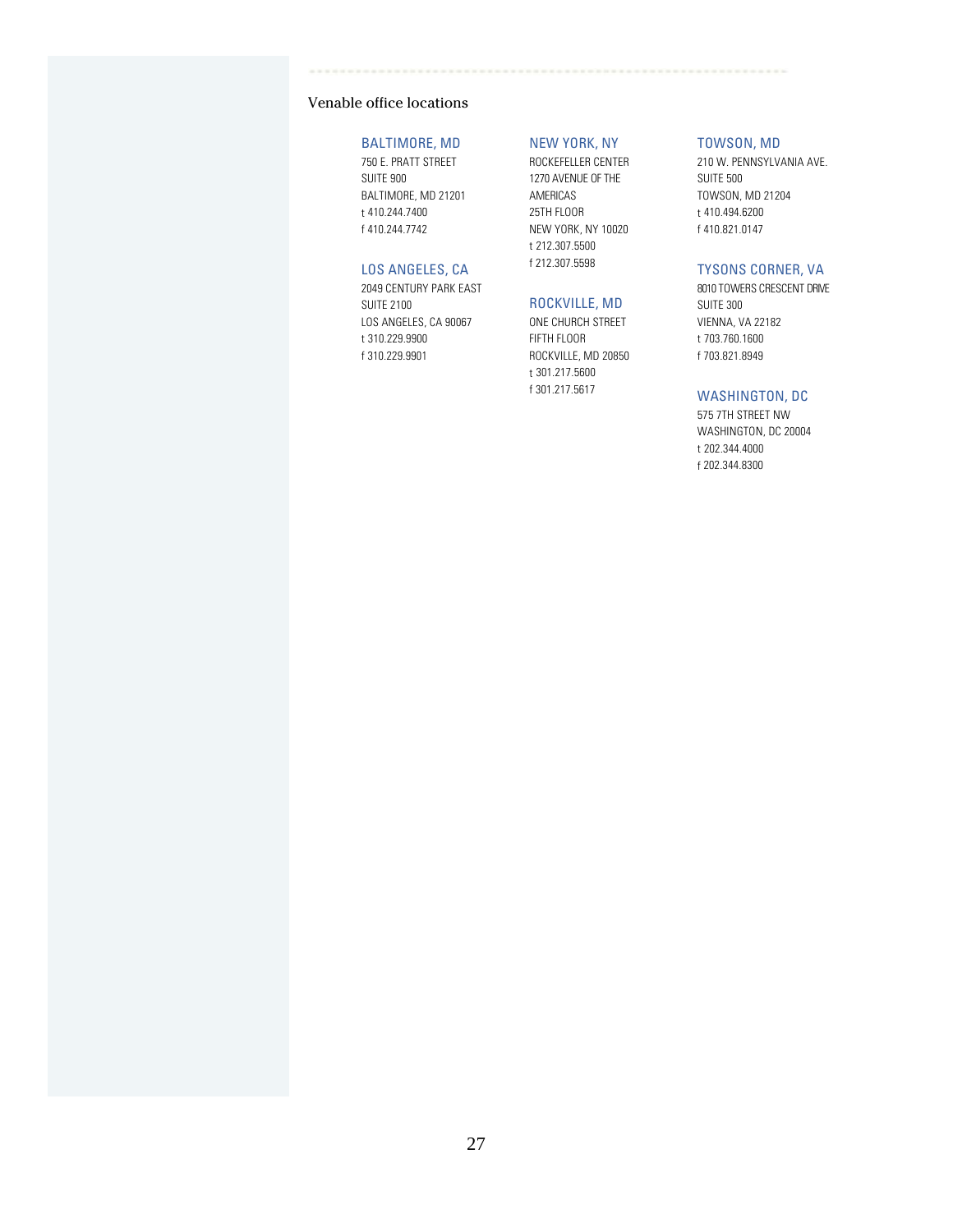## Venable office locations

### BALTIMORE, MD

750 E. PRATT STREET
SUITE 900
BALTIMORE, MD 21201
t 410.244.7400
f 410.244.7742

### LOS ANGELES, CA

2049 CENTURY PARK EAST
SUITE 2100
LOS ANGELES, CA 90067
t 310.229.9900
f 310.229.9901

### NEW YORK, NY

ROCKEFELLER CENTER
1270 AVENUE OF THE
AMERICAS
25TH FLOOR
NEW YORK, NY 10020
t 212.307.5500
f 212.307.5598

### ROCKVILLE, MD

ONE CHURCH STREET
FIFTH FLOOR
ROCKVILLE, MD 20850
t 301.217.5600
f 301.217.5617

### TOWSON, MD

210 W. PENNSYLVANIA AVE.
SUITE 500
TOWSON, MD 21204
t 410.494.6200
f 410.821.0147

### TYSONS CORNER, VA

8010 TOWERS CRESCENT DRIVE
SUITE 300
VIENNA, VA 22182
t 703.760.1600
f 703.821.8949

### WASHINGTON, DC

575 7TH STREET NW
WASHINGTON, DC 20004
t 202.344.4000
f 202.344.8300